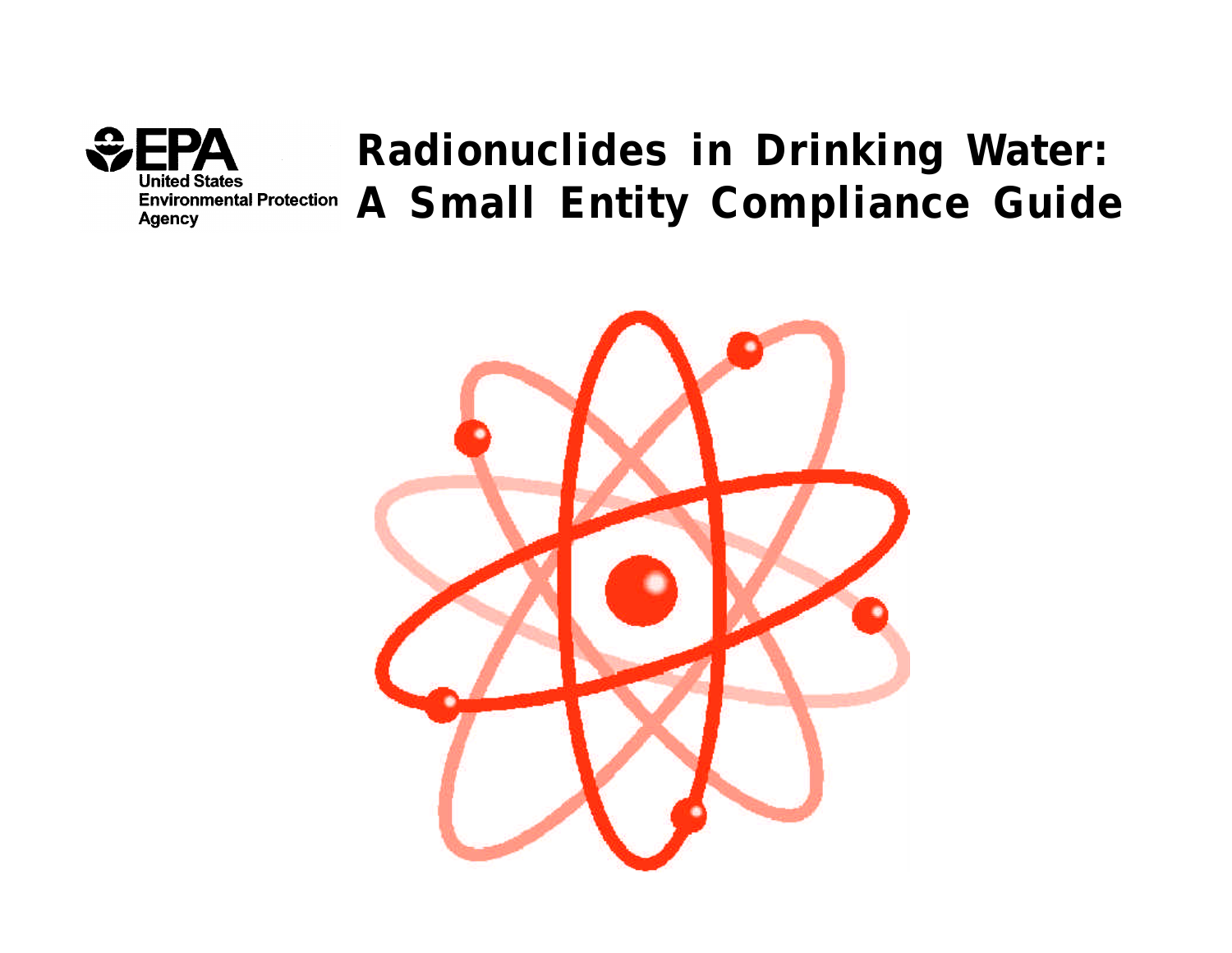United States Environmental Protection Agency

# Radionuclides in Drinking Water: A Small Entity Compliance Guide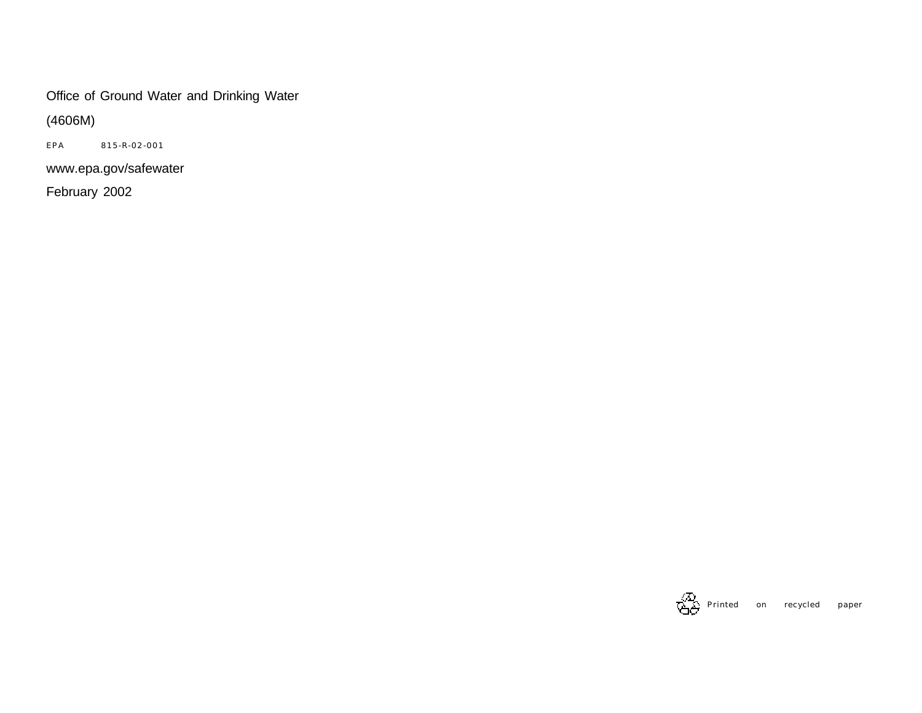Office of Ground Water and Drinking Water

(4606M)

EPA 815-R-02-001

www.epa.gov/safewater

February 2002

Printed on recycled paper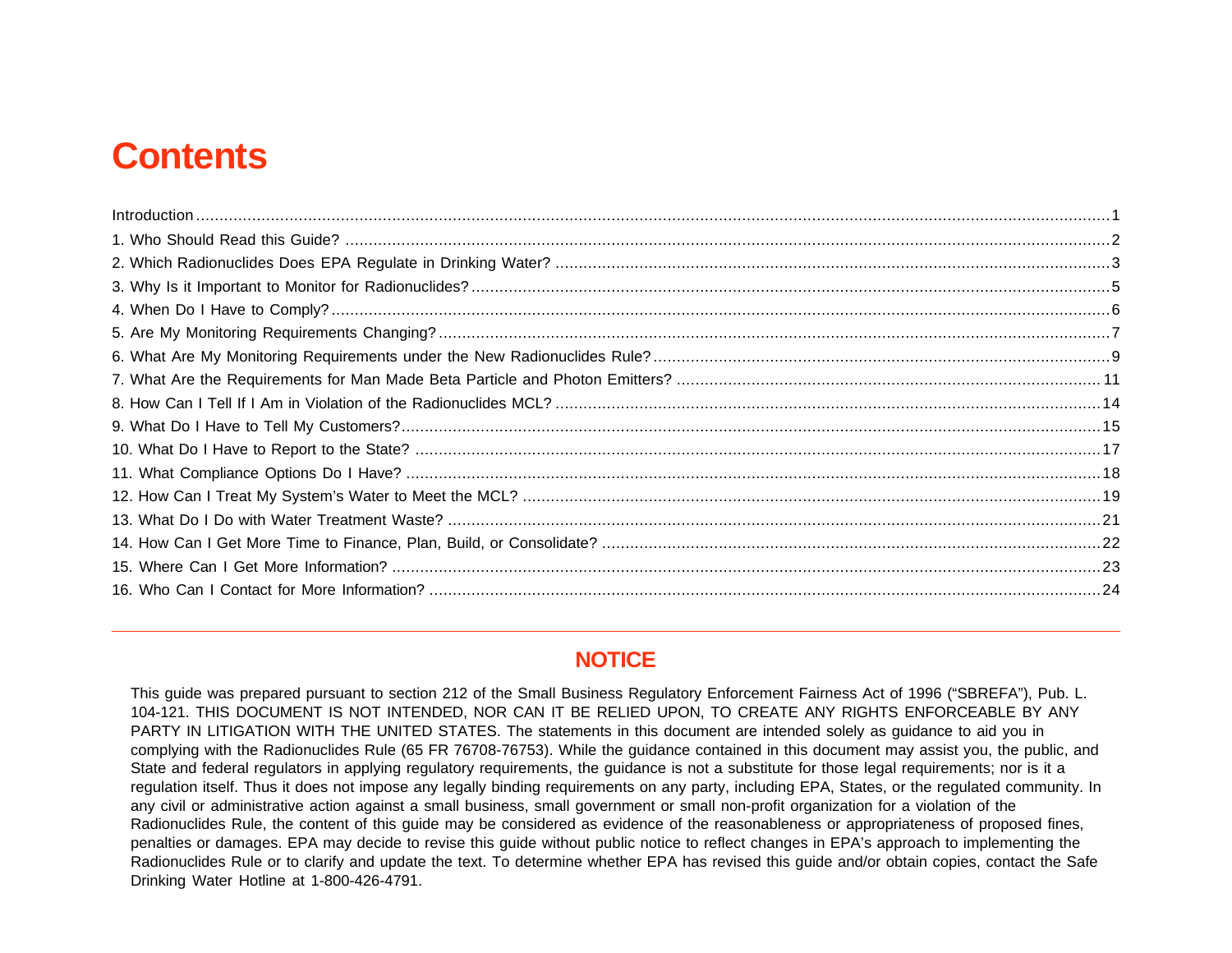# Contents

| | |
|---|---|
| Introduction | 1 |
| 1. Who Should Read this Guide? | 2 |
| 2. Which Radionuclides Does EPA Regulate in Drinking Water? | 3 |
| 3. Why Is it Important to Monitor for Radionuclides? | 5 |
| 4. When Do I Have to Comply? | 6 |
| 5. Are My Monitoring Requirements Changing? | 7 |
| 6. What Are My Monitoring Requirements under the New Radionuclides Rule? | 9 |
| 7. What Are the Requirements for Man Made Beta Particle and Photon Emitters? | 11 |
| 8. How Can I Tell If I Am in Violation of the Radionuclides MCL? | 14 |
| 9. What Do I Have to Tell My Customers? | 15 |
| 10. What Do I Have to Report to the State? | 17 |
| 11. What Compliance Options Do I Have? | 18 |
| 12. How Can I Treat My System's Water to Meet the MCL? | 19 |
| 13. What Do I Do with Water Treatment Waste? | 21 |
| 14. How Can I Get More Time to Finance, Plan, Build, or Consolidate? | 22 |
| 15. Where Can I Get More Information? | 23 |
| 16. Who Can I Contact for More Information? | 24 |

## NOTICE

This guide was prepared pursuant to section 212 of the Small Business Regulatory Enforcement Fairness Act of 1996 ("SBREFA"), Pub. L. 104-121. THIS DOCUMENT IS NOT INTENDED, NOR CAN IT BE RELIED UPON, TO CREATE ANY RIGHTS ENFORCEABLE BY ANY PARTY IN LITIGATION WITH THE UNITED STATES. The statements in this document are intended solely as guidance to aid you in complying with the Radionuclides Rule (65 FR 76708-76753). While the guidance contained in this document may assist you, the public, and State and federal regulators in applying regulatory requirements, the guidance is not a substitute for those legal requirements; nor is it a regulation itself. Thus it does not impose any legally binding requirements on any party, including EPA, States, or the regulated community. In any civil or administrative action against a small business, small government or small non-profit organization for a violation of the Radionuclides Rule, the content of this guide may be considered as evidence of the reasonableness or appropriateness of proposed fines, penalties or damages. EPA may decide to revise this guide without public notice to reflect changes in EPA's approach to implementing the Radionuclides Rule or to clarify and update the text. To determine whether EPA has revised this guide and/or obtain copies, contact the Safe Drinking Water Hotline at 1-800-426-4791.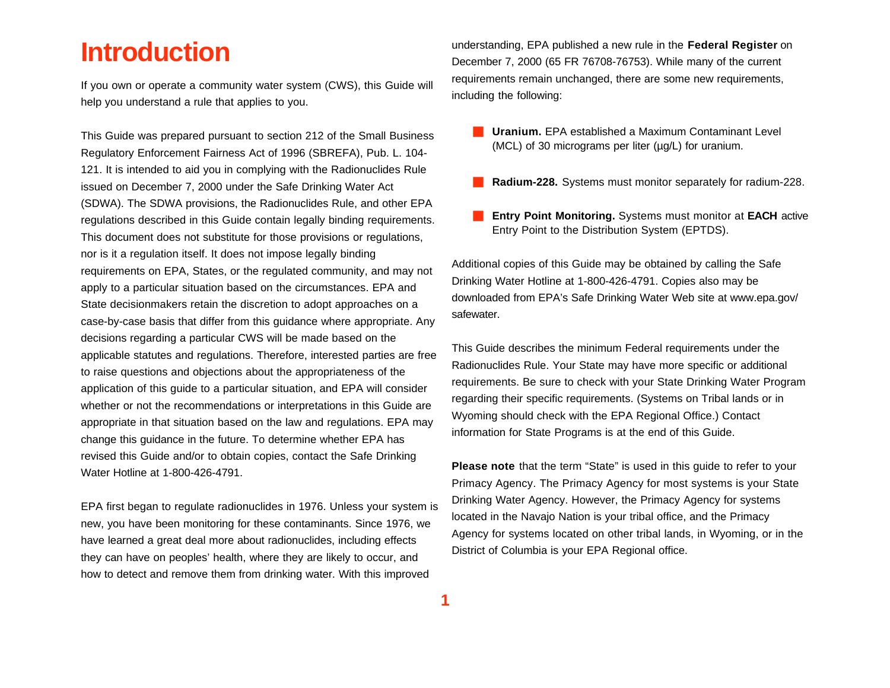# Introduction

If you own or operate a community water system (CWS), this Guide will help you understand a rule that applies to you.

This Guide was prepared pursuant to section 212 of the Small Business Regulatory Enforcement Fairness Act of 1996 (SBREFA), Pub. L. 104-121. It is intended to aid you in complying with the Radionuclides Rule issued on December 7, 2000 under the Safe Drinking Water Act (SDWA). The SDWA provisions, the Radionuclides Rule, and other EPA regulations described in this Guide contain legally binding requirements. This document does not substitute for those provisions or regulations, nor is it a regulation itself. It does not impose legally binding requirements on EPA, States, or the regulated community, and may not apply to a particular situation based on the circumstances. EPA and State decisionmakers retain the discretion to adopt approaches on a case-by-case basis that differ from this guidance where appropriate. Any decisions regarding a particular CWS will be made based on the applicable statutes and regulations. Therefore, interested parties are free to raise questions and objections about the appropriateness of the application of this guide to a particular situation, and EPA will consider whether or not the recommendations or interpretations in this Guide are appropriate in that situation based on the law and regulations. EPA may change this guidance in the future. To determine whether EPA has revised this Guide and/or to obtain copies, contact the Safe Drinking Water Hotline at 1-800-426-4791.

EPA first began to regulate radionuclides in 1976. Unless your system is new, you have been monitoring for these contaminants. Since 1976, we have learned a great deal more about radionuclides, including effects they can have on peoples' health, where they are likely to occur, and how to detect and remove them from drinking water. With this improved understanding, EPA published a new rule in the **Federal Register** on December 7, 2000 (65 FR 76708-76753). While many of the current requirements remain unchanged, there are some new requirements, including the following:

- **Uranium.** EPA established a Maximum Contaminant Level (MCL) of 30 micrograms per liter (µg/L) for uranium.
- **Radium-228.** Systems must monitor separately for radium-228.
- **Entry Point Monitoring.** Systems must monitor at **EACH** active Entry Point to the Distribution System (EPTDS).

Additional copies of this Guide may be obtained by calling the Safe Drinking Water Hotline at 1-800-426-4791. Copies also may be downloaded from EPA's Safe Drinking Water Web site at www.epa.gov/safewater.

This Guide describes the minimum Federal requirements under the Radionuclides Rule. Your State may have more specific or additional requirements. Be sure to check with your State Drinking Water Program regarding their specific requirements. (Systems on Tribal lands or in Wyoming should check with the EPA Regional Office.) Contact information for State Programs is at the end of this Guide.

**Please note** that the term "State" is used in this guide to refer to your Primacy Agency. The Primacy Agency for most systems is your State Drinking Water Agency. However, the Primacy Agency for systems located in the Navajo Nation is your tribal office, and the Primacy Agency for systems located on other tribal lands, in Wyoming, or in the District of Columbia is your EPA Regional office.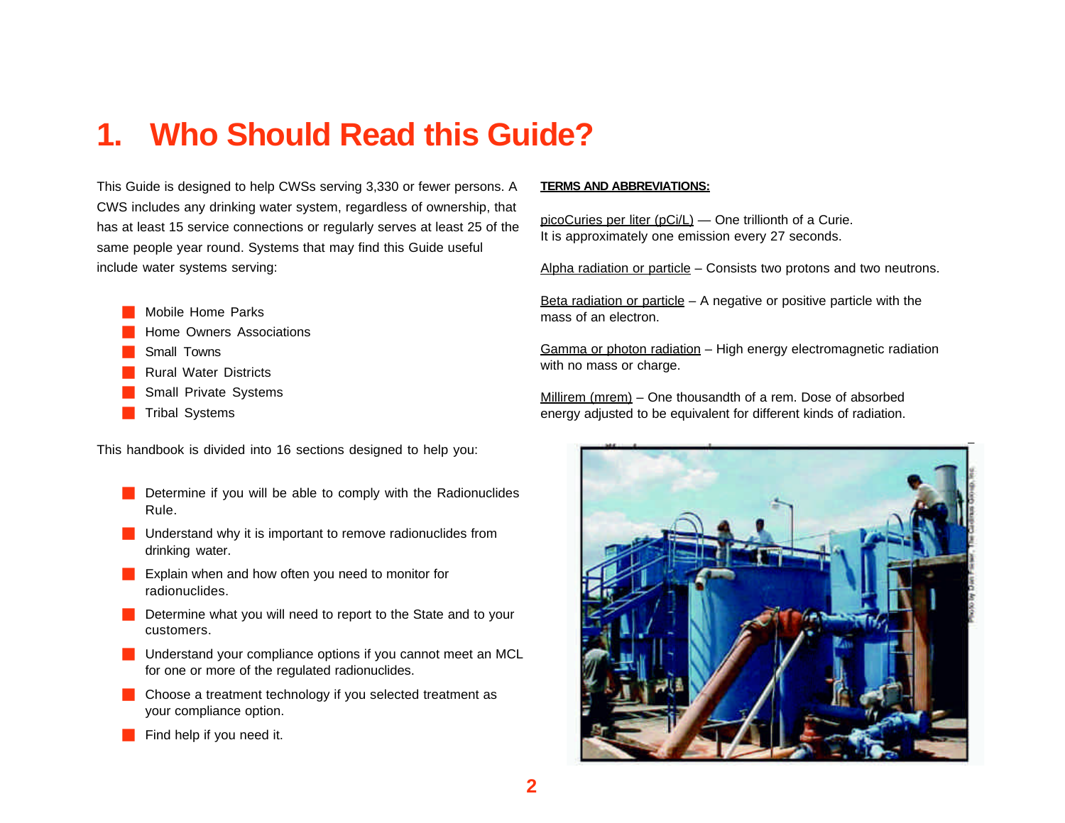# 1. Who Should Read this Guide?

This Guide is designed to help CWSs serving 3,330 or fewer persons. A CWS includes any drinking water system, regardless of ownership, that has at least 15 service connections or regularly serves at least 25 of the same people year round. Systems that may find this Guide useful include water systems serving:

- Mobile Home Parks
- Home Owners Associations
- Small Towns
- Rural Water Districts
- Small Private Systems
- Tribal Systems

This handbook is divided into 16 sections designed to help you:

- Determine if you will be able to comply with the Radionuclides Rule.
- Understand why it is important to remove radionuclides from drinking water.
- Explain when and how often you need to monitor for radionuclides.
- Determine what you will need to report to the State and to your customers.
- Understand your compliance options if you cannot meet an MCL for one or more of the regulated radionuclides.
- Choose a treatment technology if you selected treatment as your compliance option.
- Find help if you need it.

**TERMS AND ABBREVIATIONS:**

picoCuries per liter (pCi/L) — One trillionth of a Curie. It is approximately one emission every 27 seconds.

Alpha radiation or particle – Consists two protons and two neutrons.

Beta radiation or particle – A negative or positive particle with the mass of an electron.

Gamma or photon radiation – High energy electromagnetic radiation with no mass or charge.

Millirem (mrem) – One thousandth of a rem. Dose of absorbed energy adjusted to be equivalent for different kinds of radiation.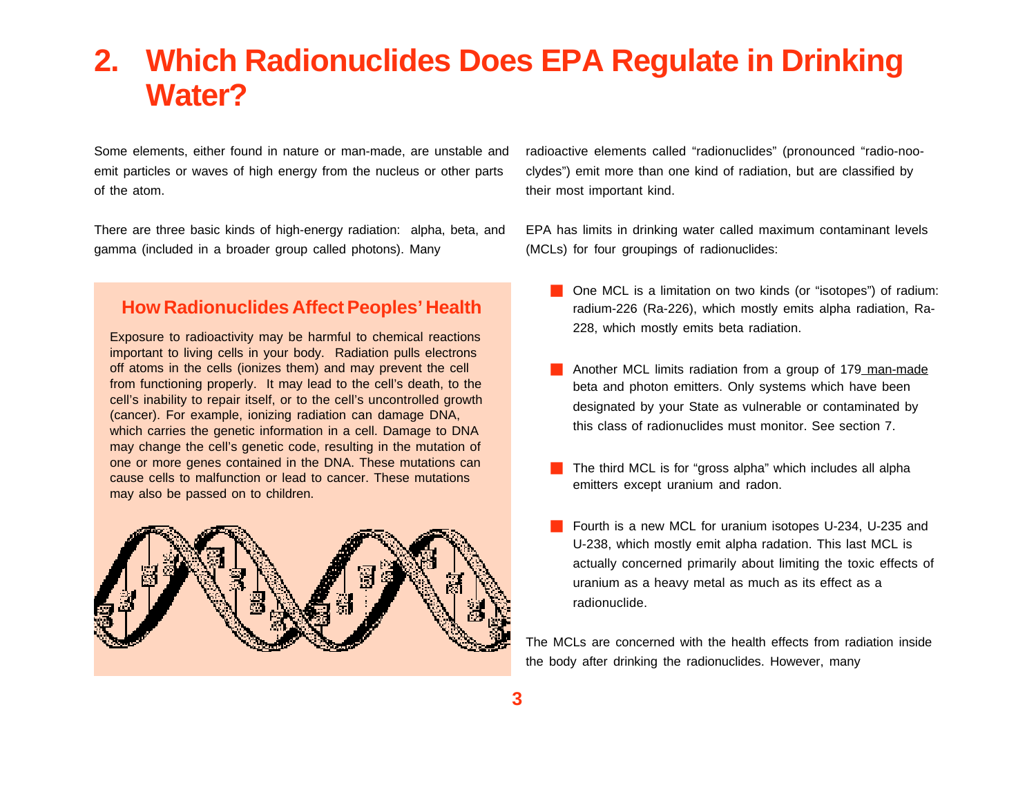# 2. Which Radionuclides Does EPA Regulate in Drinking Water?

Some elements, either found in nature or man-made, are unstable and emit particles or waves of high energy from the nucleus or other parts of the atom.

There are three basic kinds of high-energy radiation: alpha, beta, and gamma (included in a broader group called photons). Many radioactive elements called "radionuclides" (pronounced "radio-noo-clydes") emit more than one kind of radiation, but are classified by their most important kind.

### How Radionuclides Affect Peoples' Health

Exposure to radioactivity may be harmful to chemical reactions important to living cells in your body. Radiation pulls electrons off atoms in the cells (ionizes them) and may prevent the cell from functioning properly. It may lead to the cell's death, to the cell's inability to repair itself, or to the cell's uncontrolled growth (cancer). For example, ionizing radiation can damage DNA, which carries the genetic information in a cell. Damage to DNA may change the cell's genetic code, resulting in the mutation of one or more genes contained in the DNA. These mutations can cause cells to malfunction or lead to cancer. These mutations may also be passed on to children.

EPA has limits in drinking water called maximum contaminant levels (MCLs) for four groupings of radionuclides:

- One MCL is a limitation on two kinds (or "isotopes") of radium: radium-226 (Ra-226), which mostly emits alpha radiation, Ra-228, which mostly emits beta radiation.
- Another MCL limits radiation from a group of 179 man-made beta and photon emitters. Only systems which have been designated by your State as vulnerable or contaminated by this class of radionuclides must monitor. See section 7.
- The third MCL is for "gross alpha" which includes all alpha emitters except uranium and radon.
- Fourth is a new MCL for uranium isotopes U-234, U-235 and U-238, which mostly emit alpha radation. This last MCL is actually concerned primarily about limiting the toxic effects of uranium as a heavy metal as much as its effect as a radionuclide.

The MCLs are concerned with the health effects from radiation inside the body after drinking the radionuclides. However, many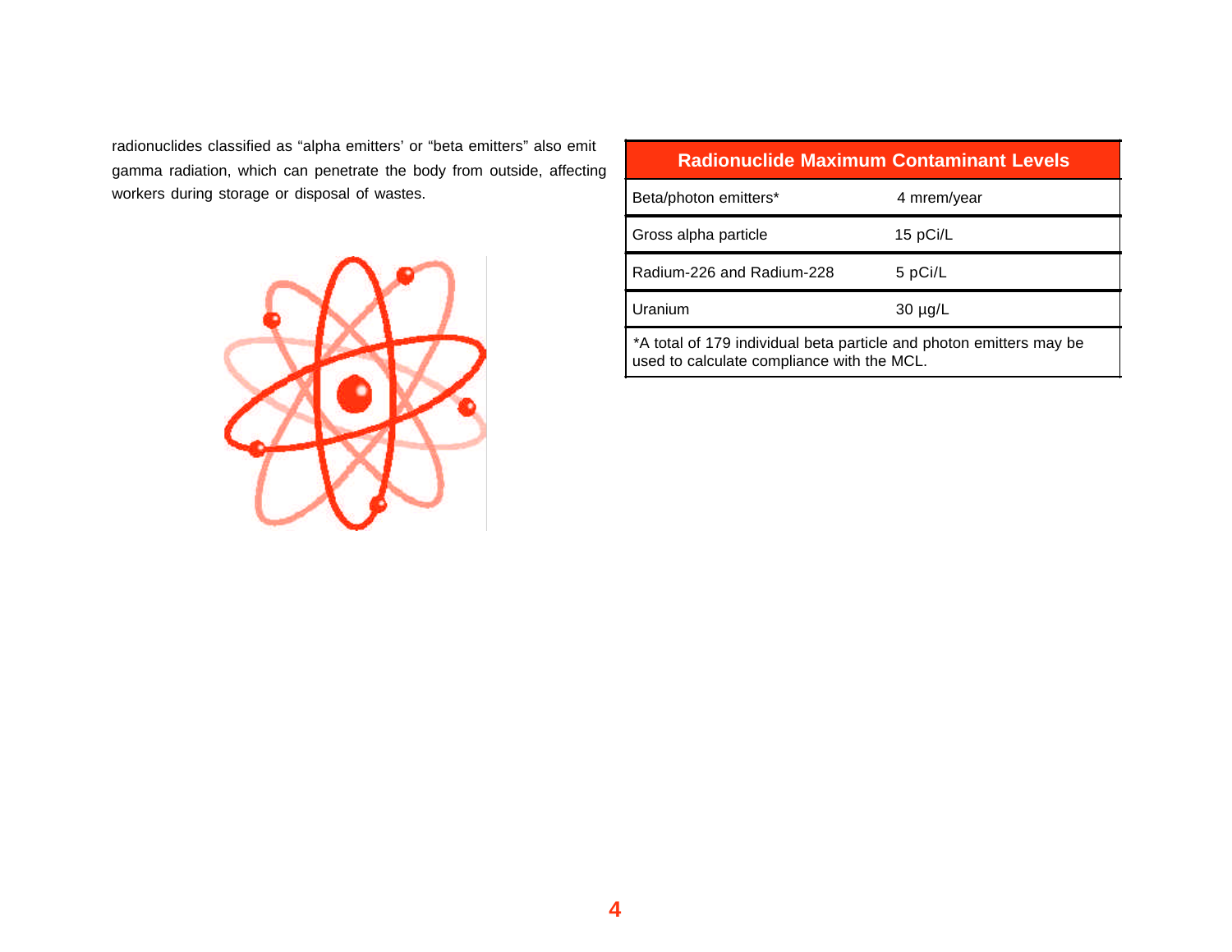radionuclides classified as “alpha emitters’ or “beta emitters” also emit gamma radiation, which can penetrate the body from outside, affecting workers during storage or disposal of wastes.

| Radionuclide Maximum Contaminant Levels | |
|---|---|
| Beta/photon emitters* | 4 mrem/year |
| Gross alpha particle | 15 pCi/L |
| Radium-226 and Radium-228 | 5 pCi/L |
| Uranium | 30 µg/L |

*A total of 179 individual beta particle and photon emitters may be used to calculate compliance with the MCL.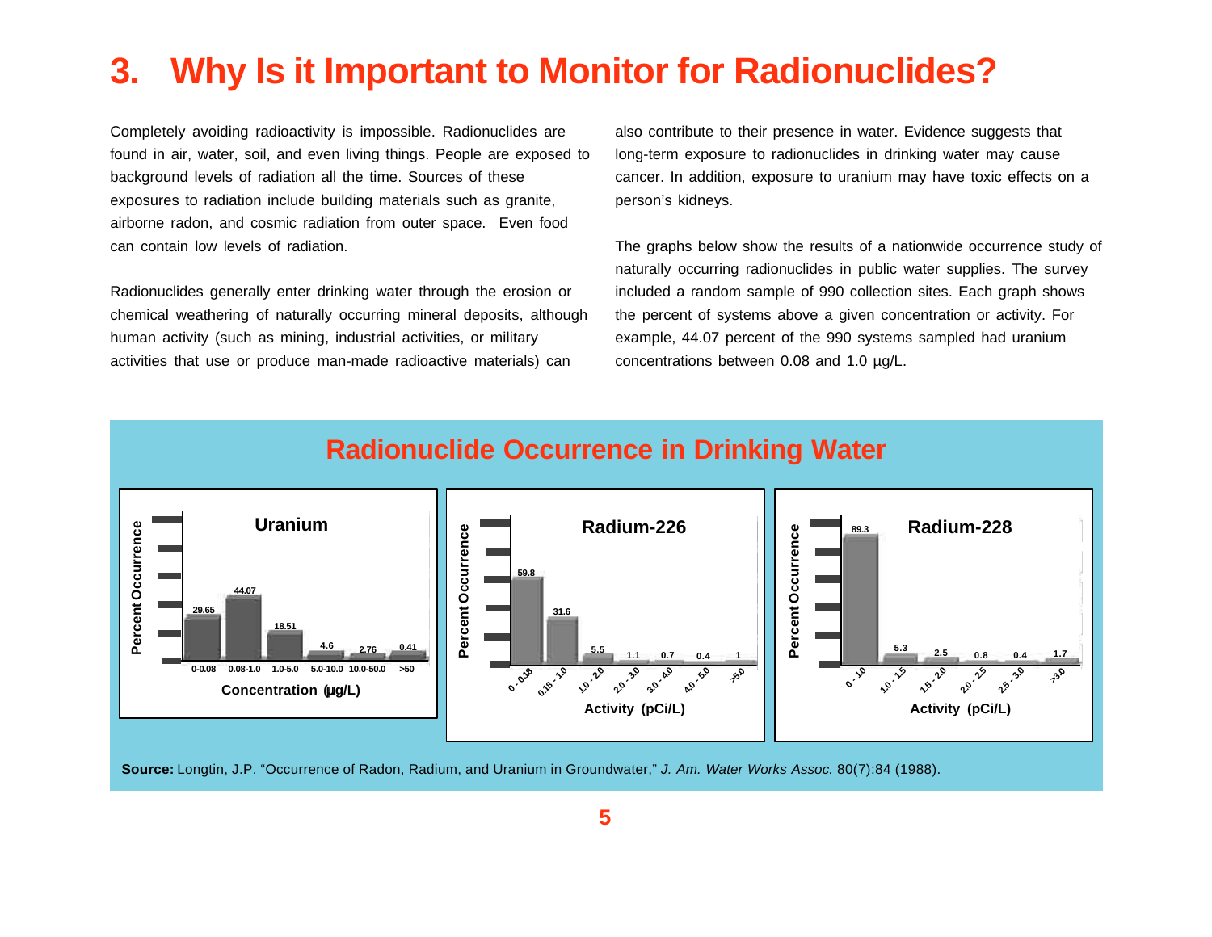# 3. Why Is it Important to Monitor for Radionuclides?

Completely avoiding radioactivity is impossible. Radionuclides are found in air, water, soil, and even living things. People are exposed to background levels of radiation all the time. Sources of these exposures to radiation include building materials such as granite, airborne radon, and cosmic radiation from outer space. Even food can contain low levels of radiation.

Radionuclides generally enter drinking water through the erosion or chemical weathering of naturally occurring mineral deposits, although human activity (such as mining, industrial activities, or military activities that use or produce man-made radioactive materials) can also contribute to their presence in water. Evidence suggests that long-term exposure to radionuclides in drinking water may cause cancer. In addition, exposure to uranium may have toxic effects on a person's kidneys.

The graphs below show the results of a nationwide occurrence study of naturally occurring radionuclides in public water supplies. The survey included a random sample of 990 collection sites. Each graph shows the percent of systems above a given concentration or activity. For example, 44.07 percent of the 990 systems sampled had uranium concentrations between 0.08 and 1.0 µg/L.

## Radionuclide Occurrence in Drinking Water

**Uranium**

Percent Occurrence

29.65
44.07
18.51
4.6
2.76
0.41

0-0.08
0.08-1.0
1.0-5.0
5.0-10.0
10.0-50.0
>50

Concentration (µg/L)

**Radium-226**

Percent Occurrence

59.8
31.6
5.5
1.1
0.7
0.4
1

0 - 0.18
0.18 - 1.0
1.0 - 2.0
2.0 - 3.0
3.0 - 4.0
4.0 - 5.0
>5.0

Activity (pCi/L)

**Radium-228**

Percent Occurrence

89.3
5.3
2.5
0.8
0.4
1.7

0 - 1.0
1.0 - 1.5
1.5 - 2.0
2.0 - 2.5
2.5 - 3.0
>3.0

Activity (pCi/L)

**Source:** Longtin, J.P. "Occurrence of Radon, Radium, and Uranium in Groundwater," *J. Am. Water Works Assoc.* 80(7):84 (1988).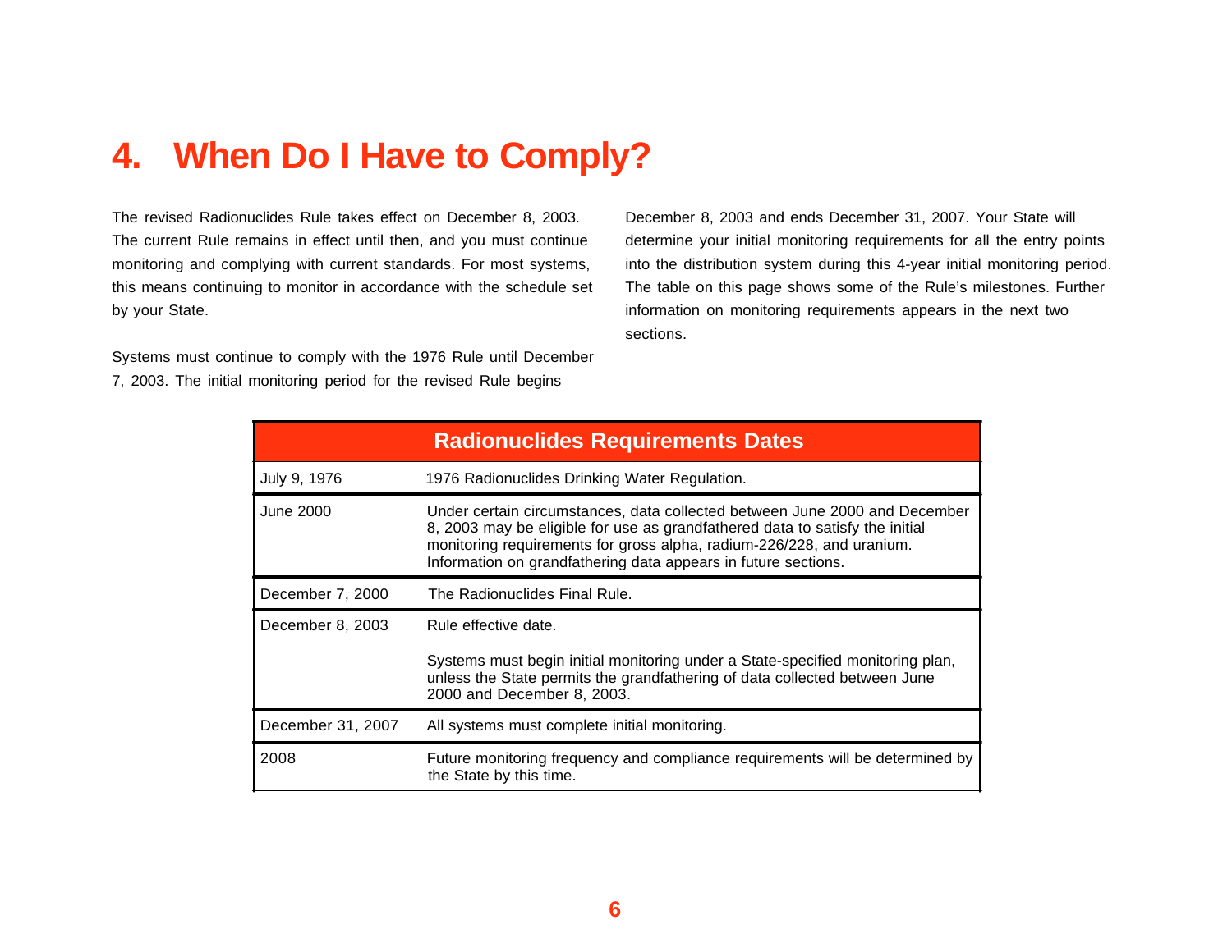# 4. When Do I Have to Comply?

The revised Radionuclides Rule takes effect on December 8, 2003. The current Rule remains in effect until then, and you must continue monitoring and complying with current standards. For most systems, this means continuing to monitor in accordance with the schedule set by your State.

Systems must continue to comply with the 1976 Rule until December 7, 2003. The initial monitoring period for the revised Rule begins December 8, 2003 and ends December 31, 2007. Your State will determine your initial monitoring requirements for all the entry points into the distribution system during this 4-year initial monitoring period. The table on this page shows some of the Rule's milestones. Further information on monitoring requirements appears in the next two sections.

| Radionuclides Requirements Dates | |
|---|---|
| July 9, 1976 | 1976 Radionuclides Drinking Water Regulation. |
| June 2000 | Under certain circumstances, data collected between June 2000 and December 8, 2003 may be eligible for use as grandfathered data to satisfy the initial monitoring requirements for gross alpha, radium-226/228, and uranium. Information on grandfathering data appears in future sections. |
| December 7, 2000 | The Radionuclides Final Rule. |
| December 8, 2003 | Rule effective date.<br><br>Systems must begin initial monitoring under a State-specified monitoring plan, unless the State permits the grandfathering of data collected between June 2000 and December 8, 2003. |
| December 31, 2007 | All systems must complete initial monitoring. |
| 2008 | Future monitoring frequency and compliance requirements will be determined by the State by this time. |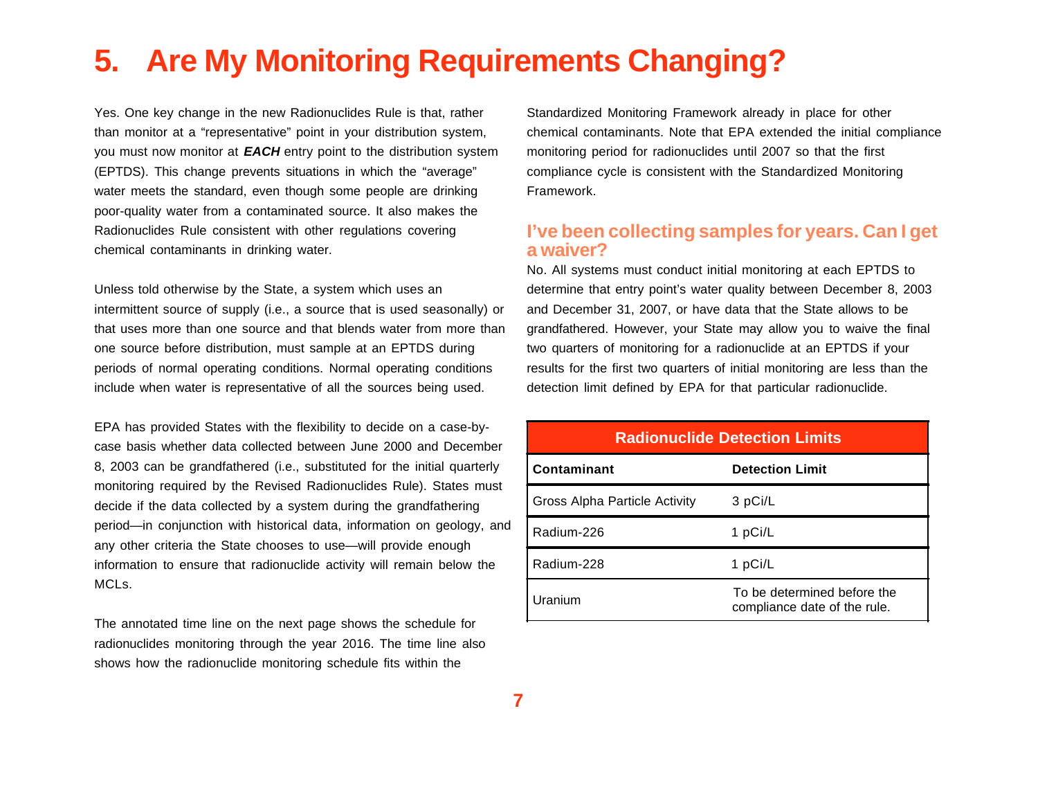# 5. Are My Monitoring Requirements Changing?

Yes. One key change in the new Radionuclides Rule is that, rather than monitor at a "representative" point in your distribution system, you must now monitor at ***EACH*** entry point to the distribution system (EPTDS). This change prevents situations in which the "average" water meets the standard, even though some people are drinking poor-quality water from a contaminated source. It also makes the Radionuclides Rule consistent with other regulations covering chemical contaminants in drinking water.

Unless told otherwise by the State, a system which uses an intermittent source of supply (i.e., a source that is used seasonally) or that uses more than one source and that blends water from more than one source before distribution, must sample at an EPTDS during periods of normal operating conditions. Normal operating conditions include when water is representative of all the sources being used.

EPA has provided States with the flexibility to decide on a case-by-case basis whether data collected between June 2000 and December 8, 2003 can be grandfathered (i.e., substituted for the initial quarterly monitoring required by the Revised Radionuclides Rule). States must decide if the data collected by a system during the grandfathering period—in conjunction with historical data, information on geology, and any other criteria the State chooses to use—will provide enough information to ensure that radionuclide activity will remain below the MCLs.

The annotated time line on the next page shows the schedule for radionuclides monitoring through the year 2016. The time line also shows how the radionuclide monitoring schedule fits within the Standardized Monitoring Framework already in place for other chemical contaminants. Note that EPA extended the initial compliance monitoring period for radionuclides until 2007 so that the first compliance cycle is consistent with the Standardized Monitoring Framework.

## I've been collecting samples for years. Can I get a waiver?

No. All systems must conduct initial monitoring at each EPTDS to determine that entry point's water quality between December 8, 2003 and December 31, 2007, or have data that the State allows to be grandfathered. However, your State may allow you to waive the final two quarters of monitoring for a radionuclide at an EPTDS if your results for the first two quarters of initial monitoring are less than the detection limit defined by EPA for that particular radionuclide.

**Radionuclide Detection Limits**

| Contaminant | Detection Limit |
|---|---|
| Gross Alpha Particle Activity | 3 pCi/L |
| Radium-226 | 1 pCi/L |
| Radium-228 | 1 pCi/L |
| Uranium | To be determined before the compliance date of the rule. |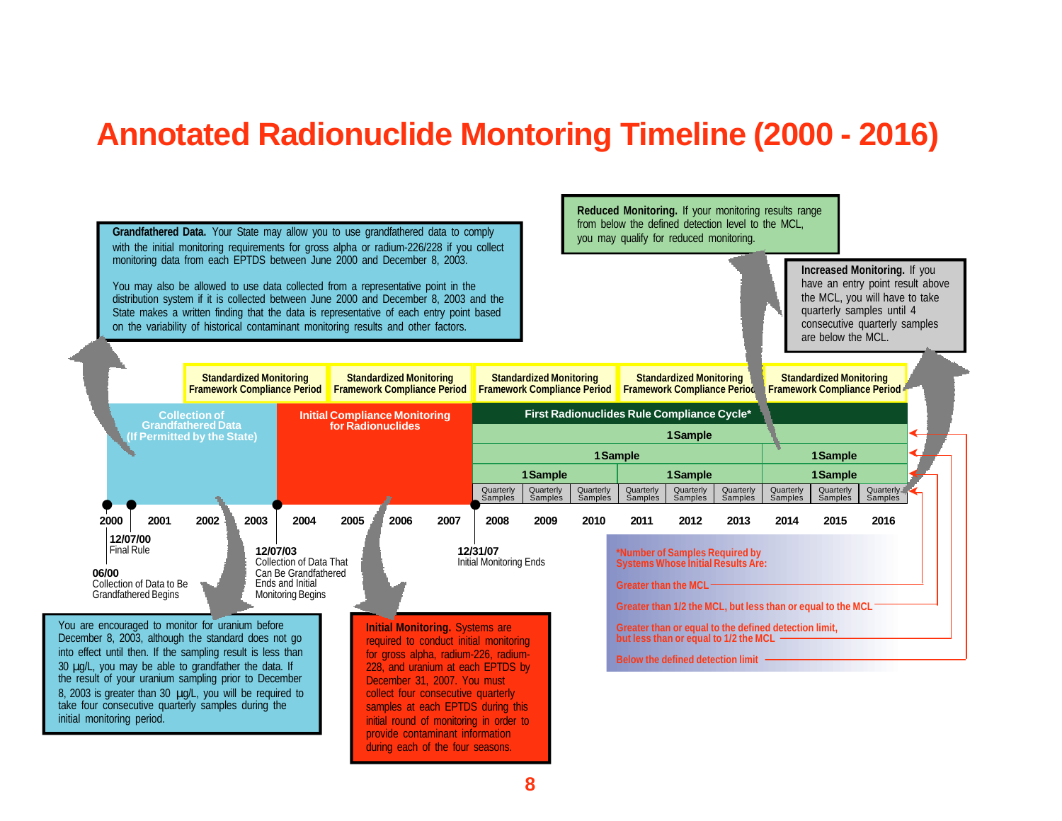# Annotated Radionuclide Montoring Timeline (2000 - 2016)

**Grandfathered Data.** Your State may allow you to use grandfathered data to comply with the initial monitoring requirements for gross alpha or radium-226/228 if you collect monitoring data from each EPTDS between June 2000 and December 8, 2003.

You may also be allowed to use data collected from a representative point in the distribution system if it is collected between June 2000 and December 8, 2003 and the State makes a written finding that the data is representative of each entry point based on the variability of historical contaminant monitoring results and other factors.

**Reduced Monitoring.** If your monitoring results range from below the defined detection level to the MCL, you may qualify for reduced monitoring.

**Increased Monitoring.** If you have an entry point result above the MCL, you will have to take quarterly samples until 4 consecutive quarterly samples are below the MCL.

Standardized Monitoring Framework Compliance Period

Standardized Monitoring Framework Compliance Period

Standardized Monitoring Framework Compliance Period

Standardized Monitoring Framework Compliance Period

Standardized Monitoring Framework Compliance Period

Collection of Grandfathered Data (If Permitted by the State)

Initial Compliance Monitoring for Radionuclides

First Radionuclides Rule Compliance Cycle*

1 Sample

1 Sample

1 Sample

1 Sample

1 Sample

1 Sample

Quarterly Samples (×9)

2000 2001 2002 2003 2004 2005 2006 2007 2008 2009 2010 2011 2012 2013 2014 2015 2016

**12/07/00**
Final Rule

**06/00**
Collection of Data to Be Grandfathered Begins

**12/07/03**
Collection of Data That Can Be Grandfathered Ends and Initial Monitoring Begins

**12/31/07**
Initial Monitoring Ends

*Number of Samples Required by Systems Whose Initial Results Are:

Greater than the MCL

Greater than 1/2 the MCL, but less than or equal to the MCL

Greater than or equal to the defined detection limit, but less than or equal to 1/2 the MCL

Below the defined detection limit

You are encouraged to monitor for uranium before December 8, 2003, although the standard does not go into effect until then. If the sampling result is less than 30 µg/L, you may be able to grandfather the data. If the result of your uranium sampling prior to December 8, 2003 is greater than 30 µg/L, you will be required to take four consecutive quarterly samples during the initial monitoring period.

**Initial Monitoring.** Systems are required to conduct initial monitoring for gross alpha, radium-226, radium-228, and uranium at each EPTDS by December 31, 2007. You must collect four consecutive quarterly samples at each EPTDS during this initial round of monitoring in order to provide contaminant information during each of the four seasons.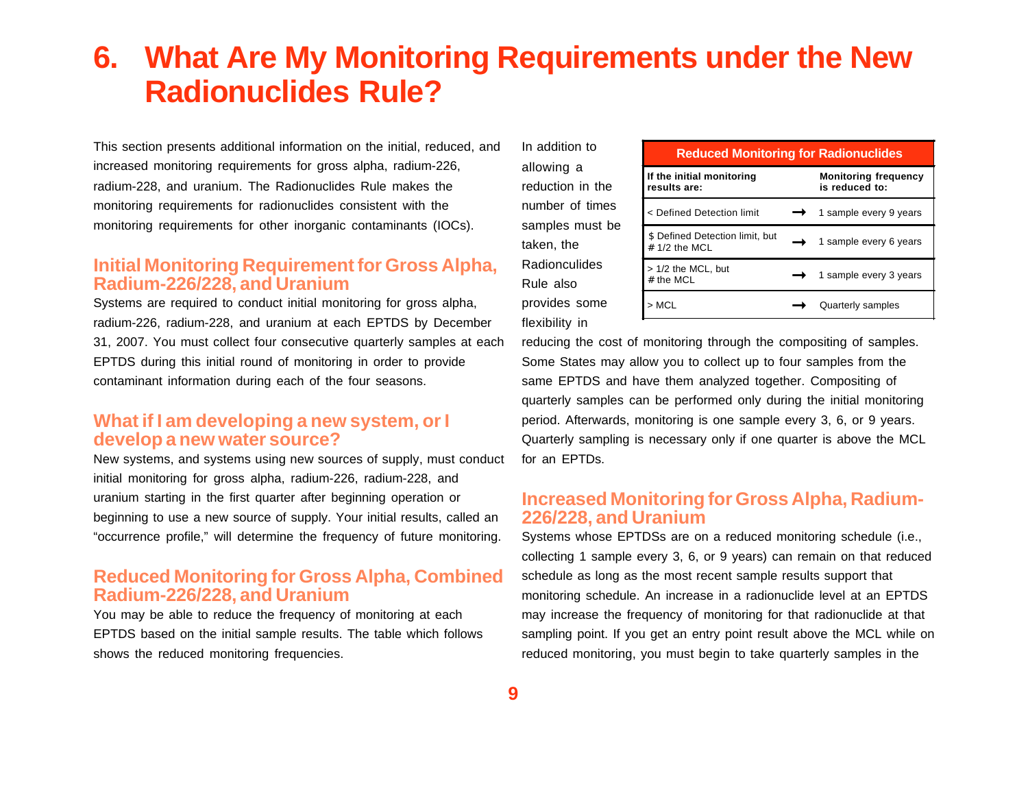# 6. What Are My Monitoring Requirements under the New Radionuclides Rule?

This section presents additional information on the initial, reduced, and increased monitoring requirements for gross alpha, radium-226, radium-228, and uranium. The Radionuclides Rule makes the monitoring requirements for radionuclides consistent with the monitoring requirements for other inorganic contaminants (IOCs).

## Initial Monitoring Requirement for Gross Alpha, Radium-226/228, and Uranium

Systems are required to conduct initial monitoring for gross alpha, radium-226, radium-228, and uranium at each EPTDS by December 31, 2007. You must collect four consecutive quarterly samples at each EPTDS during this initial round of monitoring in order to provide contaminant information during each of the four seasons.

## What if I am developing a new system, or I develop a new water source?

New systems, and systems using new sources of supply, must conduct initial monitoring for gross alpha, radium-226, radium-228, and uranium starting in the first quarter after beginning operation or beginning to use a new source of supply. Your initial results, called an "occurrence profile," will determine the frequency of future monitoring.

## Reduced Monitoring for Gross Alpha, Combined Radium-226/228, and Uranium

You may be able to reduce the frequency of monitoring at each EPTDS based on the initial sample results. The table which follows shows the reduced monitoring frequencies.

**Reduced Monitoring for Radionuclides**

| If the initial monitoring results are: | | Monitoring frequency is reduced to: |
|---|---|---|
| < Defined Detection limit | → | 1 sample every 9 years |
| $ Defined Detection limit, but # 1/2 the MCL | → | 1 sample every 6 years |
| > 1/2 the MCL, but # the MCL | → | 1 sample every 3 years |
| > MCL | → | Quarterly samples |

In addition to allowing a reduction in the number of times samples must be taken, the Radionculides Rule also provides some flexibility in reducing the cost of monitoring through the compositing of samples. Some States may allow you to collect up to four samples from the same EPTDS and have them analyzed together. Compositing of quarterly samples can be performed only during the initial monitoring period. Afterwards, monitoring is one sample every 3, 6, or 9 years. Quarterly sampling is necessary only if one quarter is above the MCL for an EPTDs.

## Increased Monitoring for Gross Alpha, Radium-226/228, and Uranium

Systems whose EPTDSs are on a reduced monitoring schedule (i.e., collecting 1 sample every 3, 6, or 9 years) can remain on that reduced schedule as long as the most recent sample results support that monitoring schedule. An increase in a radionuclide level at an EPTDS may increase the frequency of monitoring for that radionuclide at that sampling point. If you get an entry point result above the MCL while on reduced monitoring, you must begin to take quarterly samples in the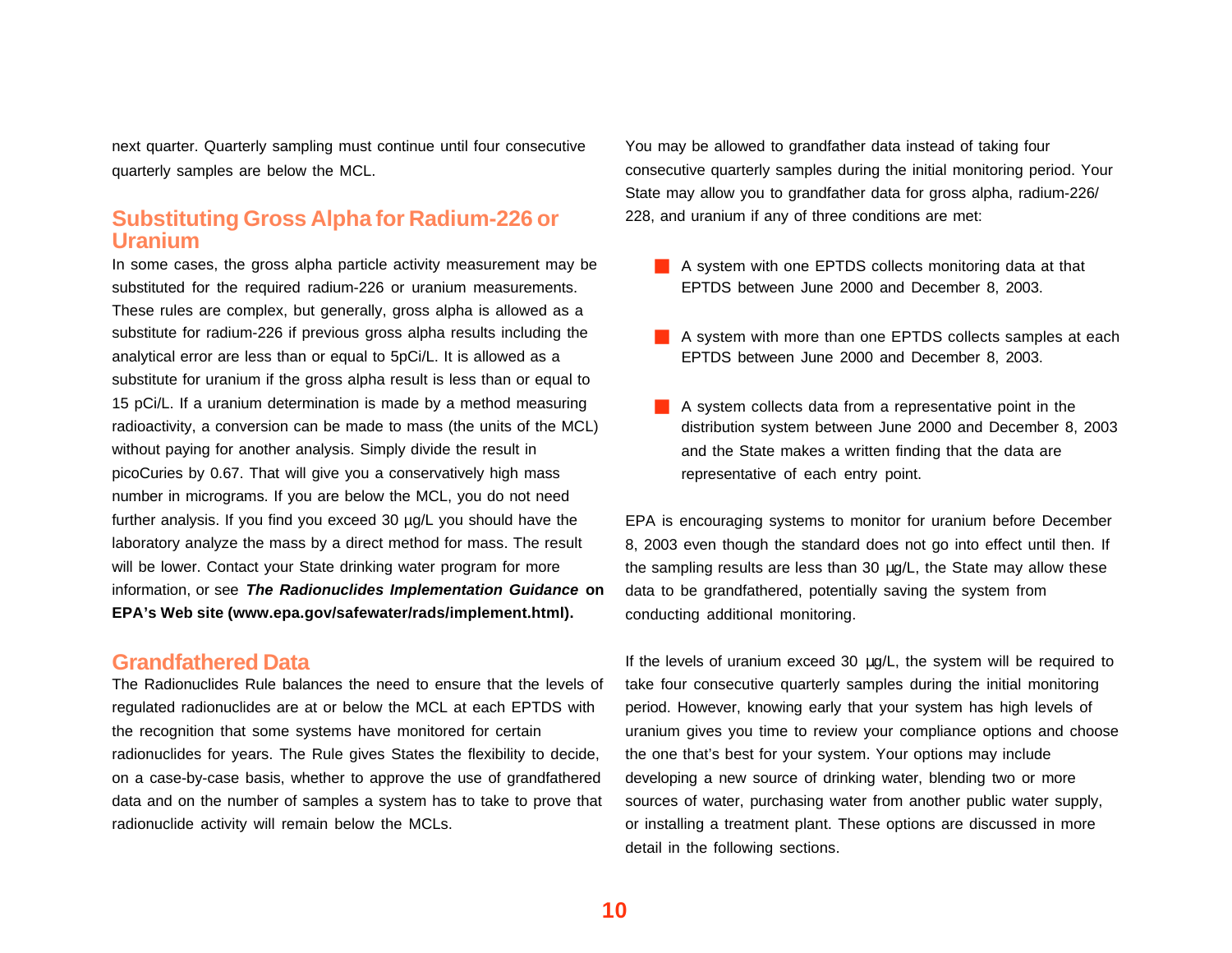next quarter. Quarterly sampling must continue until four consecutive quarterly samples are below the MCL.

## Substituting Gross Alpha for Radium-226 or Uranium

In some cases, the gross alpha particle activity measurement may be substituted for the required radium-226 or uranium measurements. These rules are complex, but generally, gross alpha is allowed as a substitute for radium-226 if previous gross alpha results including the analytical error are less than or equal to 5pCi/L. It is allowed as a substitute for uranium if the gross alpha result is less than or equal to 15 pCi/L. If a uranium determination is made by a method measuring radioactivity, a conversion can be made to mass (the units of the MCL) without paying for another analysis. Simply divide the result in picoCuries by 0.67. That will give you a conservatively high mass number in micrograms. If you are below the MCL, you do not need further analysis. If you find you exceed 30 µg/L you should have the laboratory analyze the mass by a direct method for mass. The result will be lower. Contact your State drinking water program for more information, or see ***The Radionuclides Implementation Guidance* on EPA's Web site (www.epa.gov/safewater/rads/implement.html).**

## Grandfathered Data

The Radionuclides Rule balances the need to ensure that the levels of regulated radionuclides are at or below the MCL at each EPTDS with the recognition that some systems have monitored for certain radionuclides for years. The Rule gives States the flexibility to decide, on a case-by-case basis, whether to approve the use of grandfathered data and on the number of samples a system has to take to prove that radionuclide activity will remain below the MCLs.

You may be allowed to grandfather data instead of taking four consecutive quarterly samples during the initial monitoring period. Your State may allow you to grandfather data for gross alpha, radium-226/228, and uranium if any of three conditions are met:

- A system with one EPTDS collects monitoring data at that EPTDS between June 2000 and December 8, 2003.
- A system with more than one EPTDS collects samples at each EPTDS between June 2000 and December 8, 2003.
- A system collects data from a representative point in the distribution system between June 2000 and December 8, 2003 and the State makes a written finding that the data are representative of each entry point.

EPA is encouraging systems to monitor for uranium before December 8, 2003 even though the standard does not go into effect until then. If the sampling results are less than 30 µg/L, the State may allow these data to be grandfathered, potentially saving the system from conducting additional monitoring.

If the levels of uranium exceed 30 µg/L, the system will be required to take four consecutive quarterly samples during the initial monitoring period. However, knowing early that your system has high levels of uranium gives you time to review your compliance options and choose the one that's best for your system. Your options may include developing a new source of drinking water, blending two or more sources of water, purchasing water from another public water supply, or installing a treatment plant. These options are discussed in more detail in the following sections.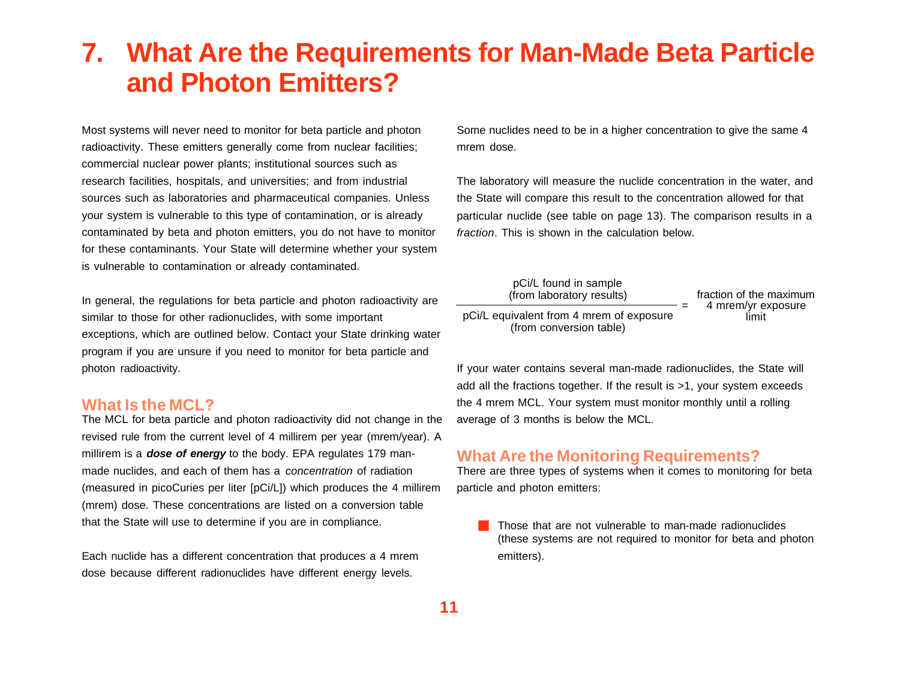# 7. What Are the Requirements for Man-Made Beta Particle and Photon Emitters?

Most systems will never need to monitor for beta particle and photon radioactivity. These emitters generally come from nuclear facilities; commercial nuclear power plants; institutional sources such as research facilities, hospitals, and universities; and from industrial sources such as laboratories and pharmaceutical companies. Unless your system is vulnerable to this type of contamination, or is already contaminated by beta and photon emitters, you do not have to monitor for these contaminants. Your State will determine whether your system is vulnerable to contamination or already contaminated.

In general, the regulations for beta particle and photon radioactivity are similar to those for other radionuclides, with some important exceptions, which are outlined below. Contact your State drinking water program if you are unsure if you need to monitor for beta particle and photon radioactivity.

## What Is the MCL?

The MCL for beta particle and photon radioactivity did not change in the revised rule from the current level of 4 millirem per year (mrem/year). A millirem is a ***dose of energy*** to the body. EPA regulates 179 man-made nuclides, and each of them has a *concentration* of radiation (measured in picoCuries per liter [pCi/L]) which produces the 4 millirem (mrem) dose. These concentrations are listed on a conversion table that the State will use to determine if you are in compliance.

Each nuclide has a different concentration that produces a 4 mrem dose because different radionuclides have different energy levels. Some nuclides need to be in a higher concentration to give the same 4 mrem dose.

The laboratory will measure the nuclide concentration in the water, and the State will compare this result to the concentration allowed for that particular nuclide (see table on page 13). The comparison results in a *fraction*. This is shown in the calculation below.

$$\frac{\text{pCi/L found in sample (from laboratory results)}}{\text{pCi/L equivalent from 4 mrem of exposure (from conversion table)}} = \text{fraction of the maximum 4 mrem/yr exposure limit}$$

If your water contains several man-made radionuclides, the State will add all the fractions together. If the result is >1, your system exceeds the 4 mrem MCL. Your system must monitor monthly until a rolling average of 3 months is below the MCL.

## What Are the Monitoring Requirements?

There are three types of systems when it comes to monitoring for beta particle and photon emitters:

- Those that are not vulnerable to man-made radionuclides (these systems are not required to monitor for beta and photon emitters).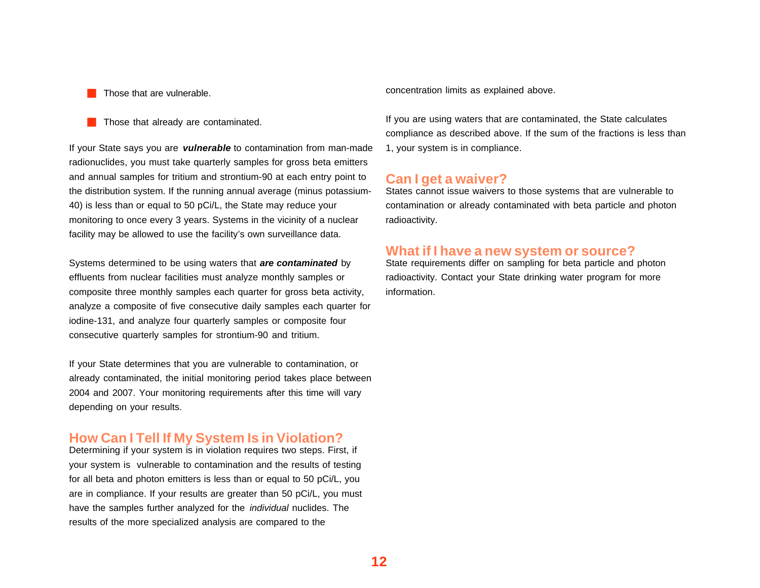- Those that are vulnerable.
- Those that already are contaminated.

If your State says you are ***vulnerable*** to contamination from man-made radionuclides, you must take quarterly samples for gross beta emitters and annual samples for tritium and strontium-90 at each entry point to the distribution system. If the running annual average (minus potassium-40) is less than or equal to 50 pCi/L, the State may reduce your monitoring to once every 3 years. Systems in the vicinity of a nuclear facility may be allowed to use the facility's own surveillance data.

Systems determined to be using waters that ***are contaminated*** by effluents from nuclear facilities must analyze monthly samples or composite three monthly samples each quarter for gross beta activity, analyze a composite of five consecutive daily samples each quarter for iodine-131, and analyze four quarterly samples or composite four consecutive quarterly samples for strontium-90 and tritium.

If your State determines that you are vulnerable to contamination, or already contaminated, the initial monitoring period takes place between 2004 and 2007. Your monitoring requirements after this time will vary depending on your results.

## How Can I Tell If My System Is in Violation?

Determining if your system is in violation requires two steps. First, if your system is vulnerable to contamination and the results of testing for all beta and photon emitters is less than or equal to 50 pCi/L, you are in compliance. If your results are greater than 50 pCi/L, you must have the samples further analyzed for the *individual* nuclides. The results of the more specialized analysis are compared to the concentration limits as explained above.

If you are using waters that are contaminated, the State calculates compliance as described above. If the sum of the fractions is less than 1, your system is in compliance.

## Can I get a waiver?

States cannot issue waivers to those systems that are vulnerable to contamination or already contaminated with beta particle and photon radioactivity.

## What if I have a new system or source?

State requirements differ on sampling for beta particle and photon radioactivity. Contact your State drinking water program for more information.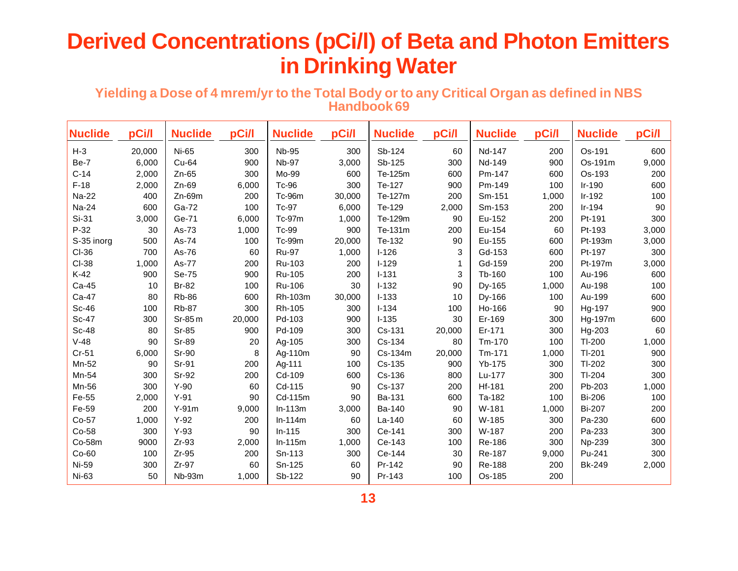# Derived Concentrations (pCi/l) of Beta and Photon Emitters in Drinking Water

## Yielding a Dose of 4 mrem/yr to the Total Body or to any Critical Organ as defined in NBS Handbook 69

| Nuclide | pCi/l | Nuclide | pCi/l | Nuclide | pCi/l | Nuclide | pCi/l | Nuclide | pCi/l | Nuclide | pCi/l |
|---|---|---|---|---|---|---|---|---|---|---|---|
| H-3 | 20,000 | Ni-65 | 300 | Nb-95 | 300 | Sb-124 | 60 | Nd-147 | 200 | Os-191 | 600 |
| Be-7 | 6,000 | Cu-64 | 900 | Nb-97 | 3,000 | Sb-125 | 300 | Nd-149 | 900 | Os-191m | 9,000 |
| C-14 | 2,000 | Zn-65 | 300 | Mo-99 | 600 | Te-125m | 600 | Pm-147 | 600 | Os-193 | 200 |
| F-18 | 2,000 | Zn-69 | 6,000 | Tc-96 | 300 | Te-127 | 900 | Pm-149 | 100 | Ir-190 | 600 |
| Na-22 | 400 | Zn-69m | 200 | Tc-96m | 30,000 | Te-127m | 200 | Sm-151 | 1,000 | Ir-192 | 100 |
| Na-24 | 600 | Ga-72 | 100 | Tc-97 | 6,000 | Te-129 | 2,000 | Sm-153 | 200 | Ir-194 | 90 |
| Si-31 | 3,000 | Ge-71 | 6,000 | Tc-97m | 1,000 | Te-129m | 90 | Eu-152 | 200 | Pt-191 | 300 |
| P-32 | 30 | As-73 | 1,000 | Tc-99 | 900 | Te-131m | 200 | Eu-154 | 60 | Pt-193 | 3,000 |
| S-35 inorg | 500 | As-74 | 100 | Tc-99m | 20,000 | Te-132 | 90 | Eu-155 | 600 | Pt-193m | 3,000 |
| Cl-36 | 700 | As-76 | 60 | Ru-97 | 1,000 | I-126 | 3 | Gd-153 | 600 | Pt-197 | 300 |
| Cl-38 | 1,000 | As-77 | 200 | Ru-103 | 200 | I-129 | 1 | Gd-159 | 200 | Pt-197m | 3,000 |
| K-42 | 900 | Se-75 | 900 | Ru-105 | 200 | I-131 | 3 | Tb-160 | 100 | Au-196 | 600 |
| Ca-45 | 10 | Br-82 | 100 | Ru-106 | 30 | I-132 | 90 | Dy-165 | 1,000 | Au-198 | 100 |
| Ca-47 | 80 | Rb-86 | 600 | Rh-103m | 30,000 | I-133 | 10 | Dy-166 | 100 | Au-199 | 600 |
| Sc-46 | 100 | Rb-87 | 300 | Rh-105 | 300 | I-134 | 100 | Ho-166 | 90 | Hg-197 | 900 |
| Sc-47 | 300 | Sr-85 m | 20,000 | Pd-103 | 900 | I-135 | 30 | Er-169 | 300 | Hg-197m | 600 |
| Sc-48 | 80 | Sr-85 | 900 | Pd-109 | 300 | Cs-131 | 20,000 | Er-171 | 300 | Hg-203 | 60 |
| V-48 | 90 | Sr-89 | 20 | Ag-105 | 300 | Cs-134 | 80 | Tm-170 | 100 | Tl-200 | 1,000 |
| Cr-51 | 6,000 | Sr-90 | 8 | Ag-110m | 90 | Cs-134m | 20,000 | Tm-171 | 1,000 | Tl-201 | 900 |
| Mn-52 | 90 | Sr-91 | 200 | Ag-111 | 100 | Cs-135 | 900 | Yb-175 | 300 | Tl-202 | 300 |
| Mn-54 | 300 | Sr-92 | 200 | Cd-109 | 600 | Cs-136 | 800 | Lu-177 | 300 | Tl-204 | 300 |
| Mn-56 | 300 | Y-90 | 60 | Cd-115 | 90 | Cs-137 | 200 | Hf-181 | 200 | Pb-203 | 1,000 |
| Fe-55 | 2,000 | Y-91 | 90 | Cd-115m | 90 | Ba-131 | 600 | Ta-182 | 100 | Bi-206 | 100 |
| Fe-59 | 200 | Y-91m | 9,000 | In-113m | 3,000 | Ba-140 | 90 | W-181 | 1,000 | Bi-207 | 200 |
| Co-57 | 1,000 | Y-92 | 200 | In-114m | 60 | La-140 | 60 | W-185 | 300 | Pa-230 | 600 |
| Co-58 | 300 | Y-93 | 90 | In-115 | 300 | Ce-141 | 300 | W-187 | 200 | Pa-233 | 300 |
| Co-58m | 9000 | Zr-93 | 2,000 | In-115m | 1,000 | Ce-143 | 100 | Re-186 | 300 | Np-239 | 300 |
| Co-60 | 100 | Zr-95 | 200 | Sn-113 | 300 | Ce-144 | 30 | Re-187 | 9,000 | Pu-241 | 300 |
| Ni-59 | 300 | Zr-97 | 60 | Sn-125 | 60 | Pr-142 | 90 | Re-188 | 200 | Bk-249 | 2,000 |
| Ni-63 | 50 | Nb-93m | 1,000 | Sb-122 | 90 | Pr-143 | 100 | Os-185 | 200 | | |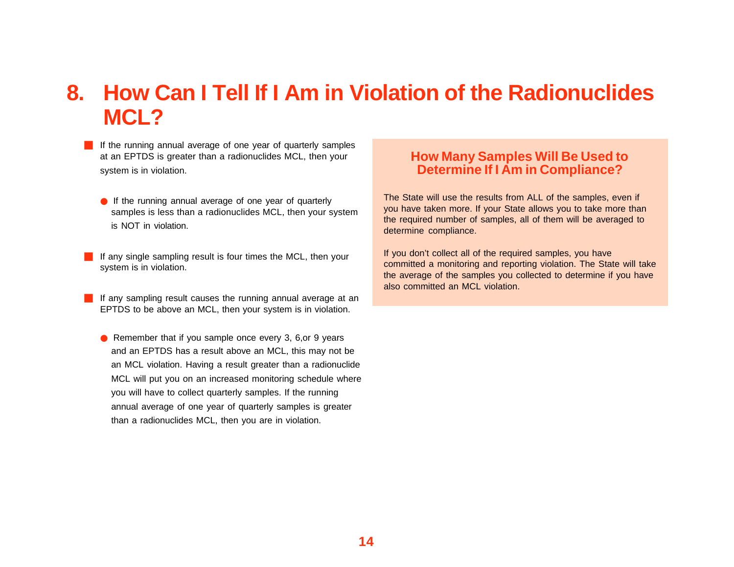# 8. How Can I Tell If I Am in Violation of the Radionuclides MCL?

- If the running annual average of one year of quarterly samples at an EPTDS is greater than a radionuclides MCL, then your system is in violation.
  - If the running annual average of one year of quarterly samples is less than a radionuclides MCL, then your system is NOT in violation.
- If any single sampling result is four times the MCL, then your system is in violation.
- If any sampling result causes the running annual average at an EPTDS to be above an MCL, then your system is in violation.
  - Remember that if you sample once every 3, 6,or 9 years and an EPTDS has a result above an MCL, this may not be an MCL violation. Having a result greater than a radionuclide MCL will put you on an increased monitoring schedule where you will have to collect quarterly samples. If the running annual average of one year of quarterly samples is greater than a radionuclides MCL, then you are in violation.

### How Many Samples Will Be Used to Determine If I Am in Compliance?

The State will use the results from ALL of the samples, even if you have taken more. If your State allows you to take more than the required number of samples, all of them will be averaged to determine compliance.

If you don't collect all of the required samples, you have committed a monitoring and reporting violation. The State will take the average of the samples you collected to determine if you have also committed an MCL violation.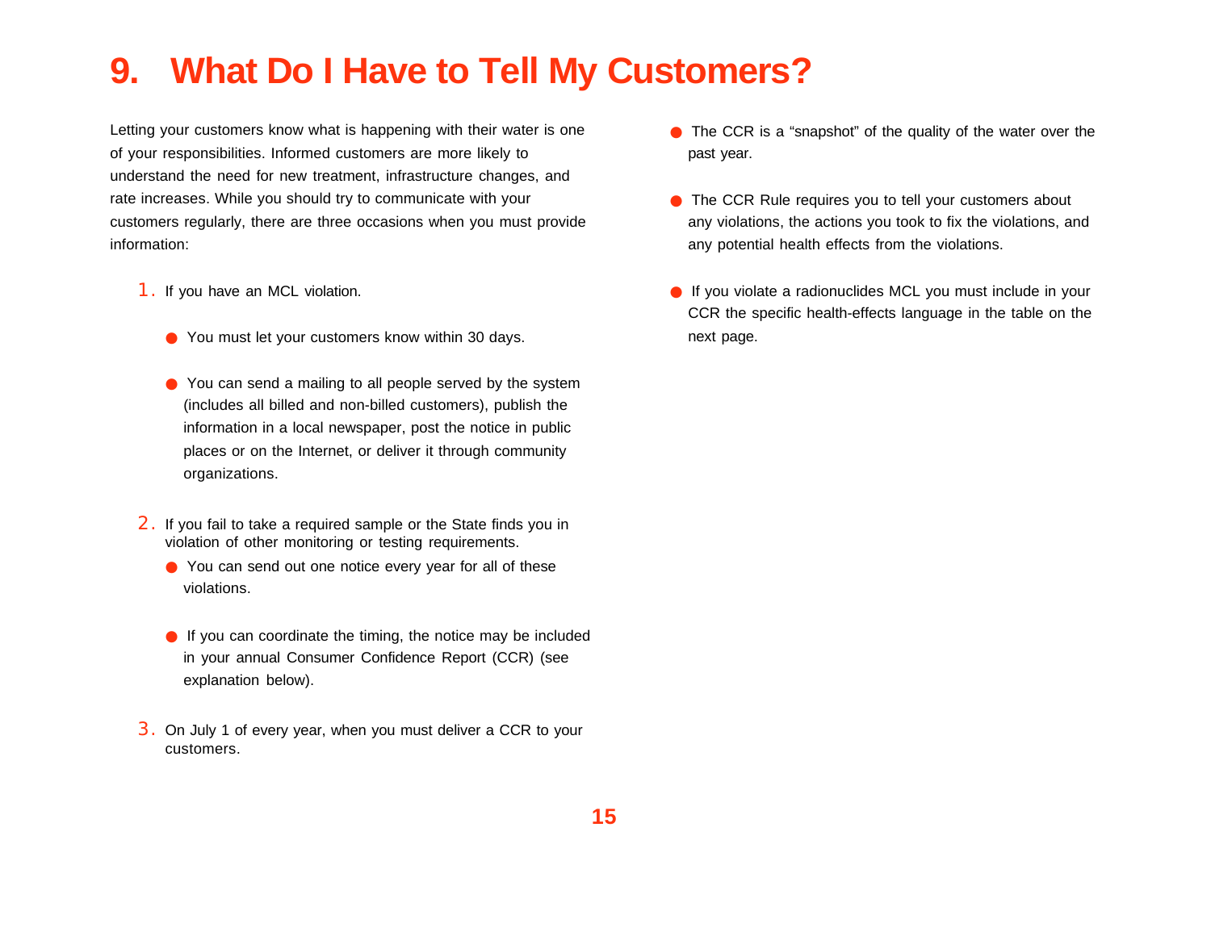# 9. What Do I Have to Tell My Customers?

Letting your customers know what is happening with their water is one of your responsibilities. Informed customers are more likely to understand the need for new treatment, infrastructure changes, and rate increases. While you should try to communicate with your customers regularly, there are three occasions when you must provide information:

1. If you have an MCL violation.
   - You must let your customers know within 30 days.
   - You can send a mailing to all people served by the system (includes all billed and non-billed customers), publish the information in a local newspaper, post the notice in public places or on the Internet, or deliver it through community organizations.
2. If you fail to take a required sample or the State finds you in violation of other monitoring or testing requirements.
   - You can send out one notice every year for all of these violations.
   - If you can coordinate the timing, the notice may be included in your annual Consumer Confidence Report (CCR) (see explanation below).
3. On July 1 of every year, when you must deliver a CCR to your customers.

- The CCR is a "snapshot" of the quality of the water over the past year.
- The CCR Rule requires you to tell your customers about any violations, the actions you took to fix the violations, and any potential health effects from the violations.
- If you violate a radionuclides MCL you must include in your CCR the specific health-effects language in the table on the next page.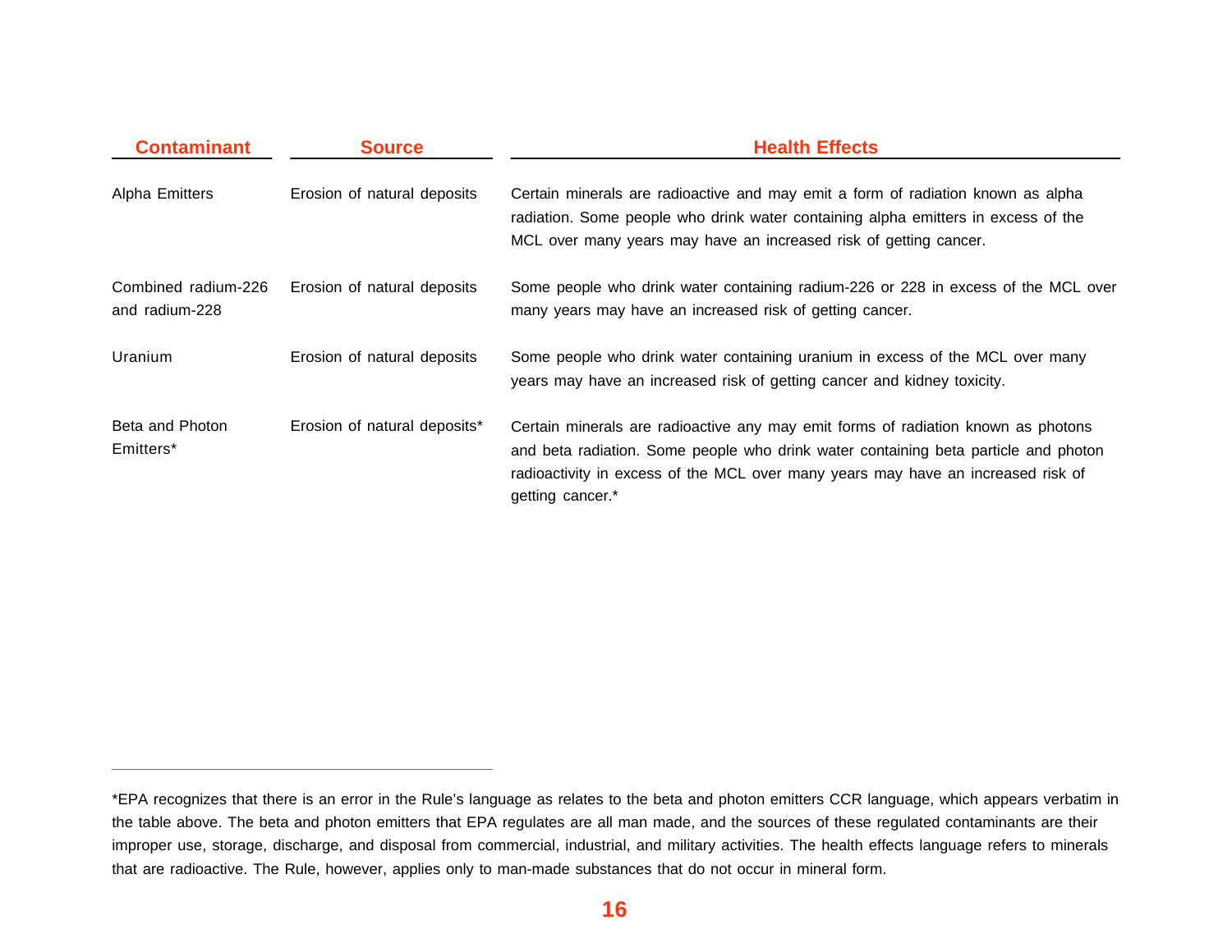| Contaminant | Source | Health Effects |
| --- | --- | --- |
| Alpha Emitters | Erosion of natural deposits | Certain minerals are radioactive and may emit a form of radiation known as alpha radiation. Some people who drink water containing alpha emitters in excess of the MCL over many years may have an increased risk of getting cancer. |
| Combined radium-226 and radium-228 | Erosion of natural deposits | Some people who drink water containing radium-226 or 228 in excess of the MCL over many years may have an increased risk of getting cancer. |
| Uranium | Erosion of natural deposits | Some people who drink water containing uranium in excess of the MCL over many years may have an increased risk of getting cancer and kidney toxicity. |
| Beta and Photon Emitters* | Erosion of natural deposits* | Certain minerals are radioactive any may emit forms of radiation known as photons and beta radiation. Some people who drink water containing beta particle and photon radioactivity in excess of the MCL over many years may have an increased risk of getting cancer.* |

*EPA recognizes that there is an error in the Rule's language as relates to the beta and photon emitters CCR language, which appears verbatim in the table above. The beta and photon emitters that EPA regulates are all man made, and the sources of these regulated contaminants are their improper use, storage, discharge, and disposal from commercial, industrial, and military activities. The health effects language refers to minerals that are radioactive. The Rule, however, applies only to man-made substances that do not occur in mineral form.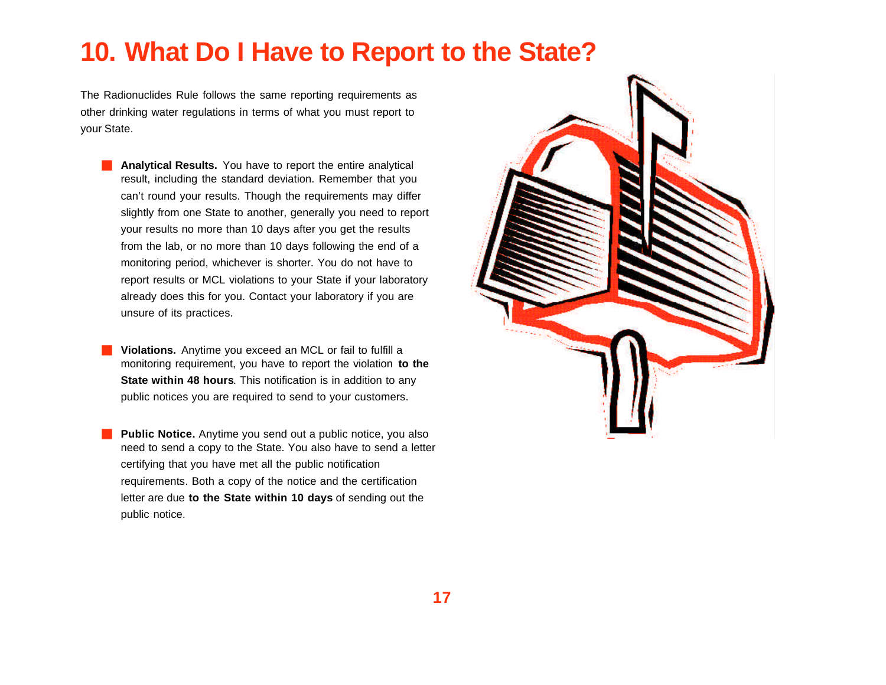# 10. What Do I Have to Report to the State?

The Radionuclides Rule follows the same reporting requirements as other drinking water regulations in terms of what you must report to your State.

- **Analytical Results.** You have to report the entire analytical result, including the standard deviation. Remember that you can't round your results. Though the requirements may differ slightly from one State to another, generally you need to report your results no more than 10 days after you get the results from the lab, or no more than 10 days following the end of a monitoring period, whichever is shorter. You do not have to report results or MCL violations to your State if your laboratory already does this for you. Contact your laboratory if you are unsure of its practices.

- **Violations.** Anytime you exceed an MCL or fail to fulfill a monitoring requirement, you have to report the violation **to the State within 48 hours**. This notification is in addition to any public notices you are required to send to your customers.

- **Public Notice.** Anytime you send out a public notice, you also need to send a copy to the State. You also have to send a letter certifying that you have met all the public notification requirements. Both a copy of the notice and the certification letter are due **to the State within 10 days** of sending out the public notice.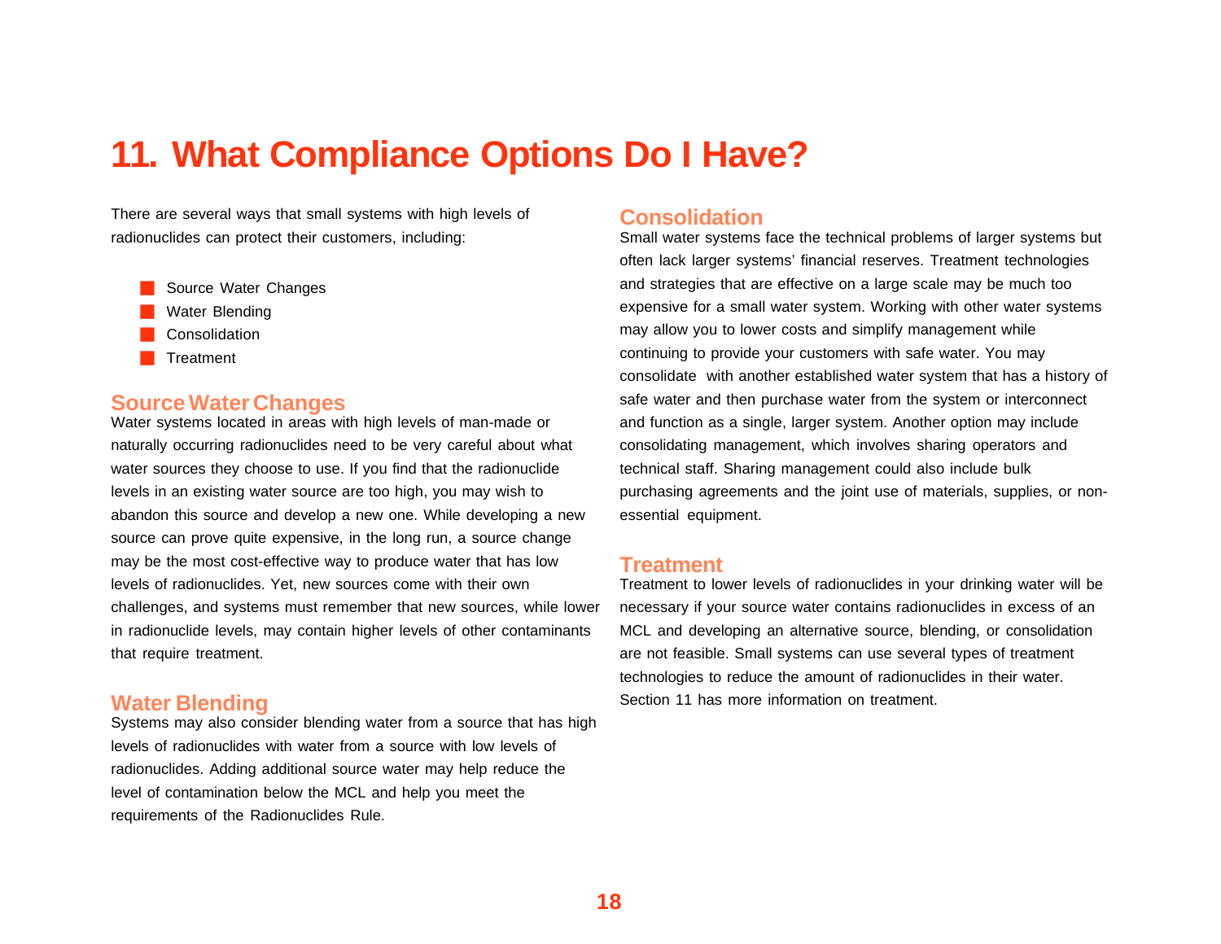# 11. What Compliance Options Do I Have?

There are several ways that small systems with high levels of radionuclides can protect their customers, including:

- Source Water Changes
- Water Blending
- Consolidation
- Treatment

## Source Water Changes

Water systems located in areas with high levels of man-made or naturally occurring radionuclides need to be very careful about what water sources they choose to use. If you find that the radionuclide levels in an existing water source are too high, you may wish to abandon this source and develop a new one. While developing a new source can prove quite expensive, in the long run, a source change may be the most cost-effective way to produce water that has low levels of radionuclides. Yet, new sources come with their own challenges, and systems must remember that new sources, while lower in radionuclide levels, may contain higher levels of other contaminants that require treatment.

## Water Blending

Systems may also consider blending water from a source that has high levels of radionuclides with water from a source with low levels of radionuclides. Adding additional source water may help reduce the level of contamination below the MCL and help you meet the requirements of the Radionuclides Rule.

## Consolidation

Small water systems face the technical problems of larger systems but often lack larger systems' financial reserves. Treatment technologies and strategies that are effective on a large scale may be much too expensive for a small water system. Working with other water systems may allow you to lower costs and simplify management while continuing to provide your customers with safe water. You may consolidate with another established water system that has a history of safe water and then purchase water from the system or interconnect and function as a single, larger system. Another option may include consolidating management, which involves sharing operators and technical staff. Sharing management could also include bulk purchasing agreements and the joint use of materials, supplies, or non-essential equipment.

## Treatment

Treatment to lower levels of radionuclides in your drinking water will be necessary if your source water contains radionuclides in excess of an MCL and developing an alternative source, blending, or consolidation are not feasible. Small systems can use several types of treatment technologies to reduce the amount of radionuclides in their water. Section 11 has more information on treatment.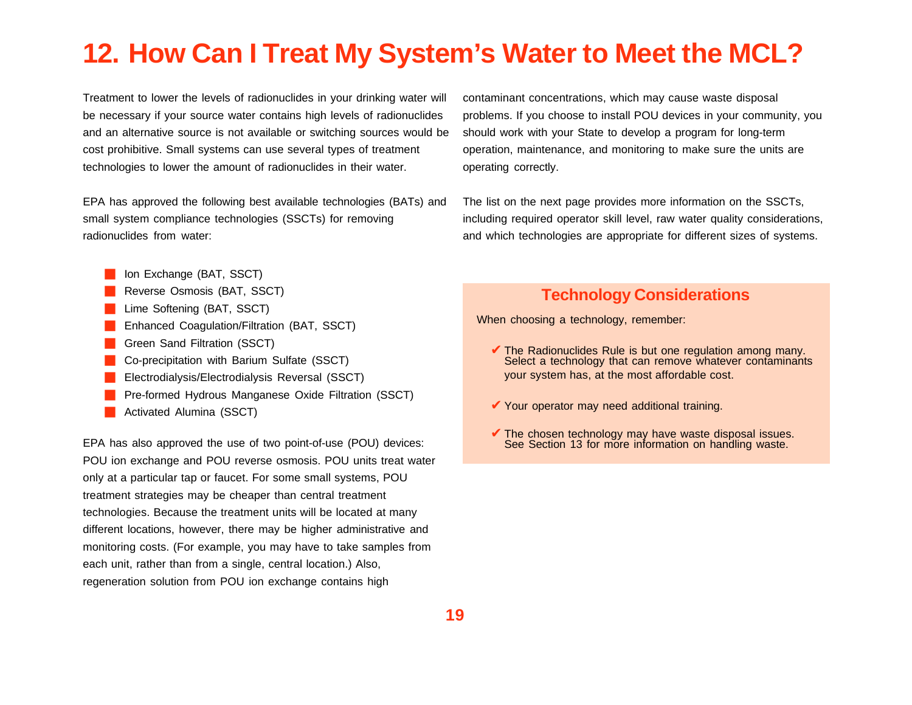# 12. How Can I Treat My System's Water to Meet the MCL?

Treatment to lower the levels of radionuclides in your drinking water will be necessary if your source water contains high levels of radionuclides and an alternative source is not available or switching sources would be cost prohibitive. Small systems can use several types of treatment technologies to lower the amount of radionuclides in their water.

EPA has approved the following best available technologies (BATs) and small system compliance technologies (SSCTs) for removing radionuclides from water:

- Ion Exchange (BAT, SSCT)
- Reverse Osmosis (BAT, SSCT)
- Lime Softening (BAT, SSCT)
- Enhanced Coagulation/Filtration (BAT, SSCT)
- Green Sand Filtration (SSCT)
- Co-precipitation with Barium Sulfate (SSCT)
- Electrodialysis/Electrodialysis Reversal (SSCT)
- Pre-formed Hydrous Manganese Oxide Filtration (SSCT)
- Activated Alumina (SSCT)

EPA has also approved the use of two point-of-use (POU) devices: POU ion exchange and POU reverse osmosis. POU units treat water only at a particular tap or faucet. For some small systems, POU treatment strategies may be cheaper than central treatment technologies. Because the treatment units will be located at many different locations, however, there may be higher administrative and monitoring costs. (For example, you may have to take samples from each unit, rather than from a single, central location.) Also, regeneration solution from POU ion exchange contains high contaminant concentrations, which may cause waste disposal problems. If you choose to install POU devices in your community, you should work with your State to develop a program for long-term operation, maintenance, and monitoring to make sure the units are operating correctly.

The list on the next page provides more information on the SSCTs, including required operator skill level, raw water quality considerations, and which technologies are appropriate for different sizes of systems.

## Technology Considerations

When choosing a technology, remember:

- ✔ The Radionuclides Rule is but one regulation among many. Select a technology that can remove whatever contaminants your system has, at the most affordable cost.
- ✔ Your operator may need additional training.
- ✔ The chosen technology may have waste disposal issues. See Section 13 for more information on handling waste.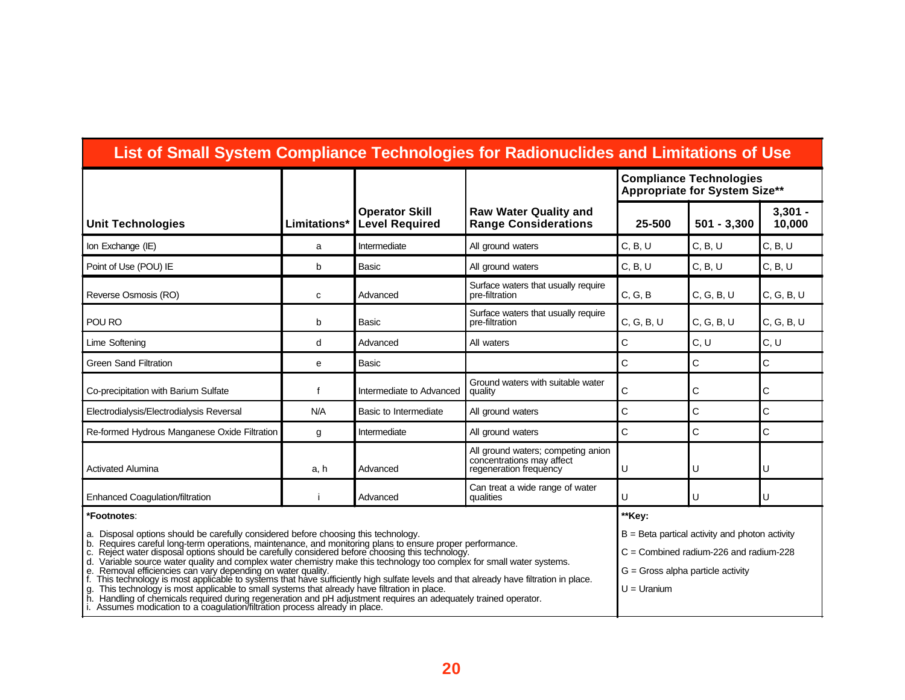## List of Small System Compliance Technologies for Radionuclides and Limitations of Use

| Unit Technologies | Limitations* | Operator Skill Level Required | Raw Water Quality and Range Considerations | Compliance Technologies Appropriate for System Size** | | |
|---|---|---|---|---|---|---|
| | | | | 25-500 | 501 - 3,300 | 3,301 - 10,000 |
| Ion Exchange (IE) | a | Intermediate | All ground waters | C, B, U | C, B, U | C, B, U |
| Point of Use (POU) IE | b | Basic | All ground waters | C, B, U | C, B, U | C, B, U |
| Reverse Osmosis (RO) | c | Advanced | Surface waters that usually require pre-filtration | C, G, B | C, G, B, U | C, G, B, U |
| POU RO | b | Basic | Surface waters that usually require pre-filtration | C, G, B, U | C, G, B, U | C, G, B, U |
| Lime Softening | d | Advanced | All waters | C | C, U | C, U |
| Green Sand Filtration | e | Basic | | C | C | C |
| Co-precipitation with Barium Sulfate | f | Intermediate to Advanced | Ground waters with suitable water quality | C | C | C |
| Electrodialysis/Electrodialysis Reversal | N/A | Basic to Intermediate | All ground waters | C | C | C |
| Re-formed Hydrous Manganese Oxide Filtration | g | Intermediate | All ground waters | C | C | C |
| Activated Alumina | a, h | Advanced | All ground waters; competing anion concentrations may affect regeneration frequency | U | U | U |
| Enhanced Coagulation/filtration | i | Advanced | Can treat a wide range of water qualities | U | U | U |

**\*Footnotes**:

a. Disposal options should be carefully considered before choosing this technology.
b. Requires careful long-term operations, maintenance, and monitoring plans to ensure proper performance.
c. Reject water disposal options should be carefully considered before choosing this technology.
d. Variable source water quality and complex water chemistry make this technology too complex for small water systems.
e. Removal efficiencies can vary depending on water quality.
f. This technology is most applicable to systems that have sufficiently high sulfate levels and that already have filtration in place.
g. This technology is most applicable to small systems that already have filtration in place.
h. Handling of chemicals required during regeneration and pH adjustment requires an adequately trained operator.
i. Assumes modication to a coagulation/filtration process already in place.

**\*\*Key:**

B = Beta partical activity and photon activity

C = Combined radium-226 and radium-228

G = Gross alpha particle activity

U = Uranium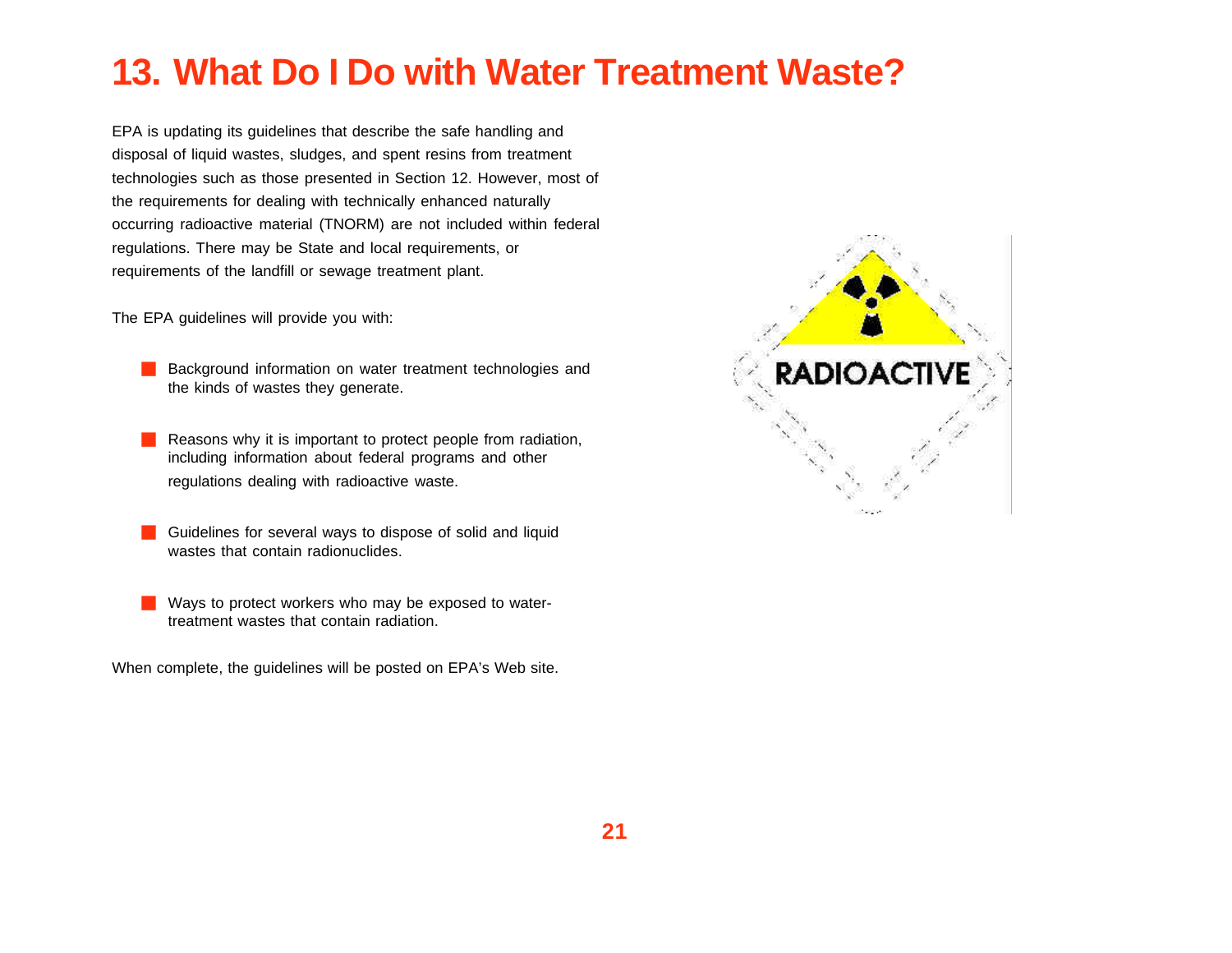# 13. What Do I Do with Water Treatment Waste?

EPA is updating its guidelines that describe the safe handling and disposal of liquid wastes, sludges, and spent resins from treatment technologies such as those presented in Section 12. However, most of the requirements for dealing with technically enhanced naturally occurring radioactive material (TNORM) are not included within federal regulations. There may be State and local requirements, or requirements of the landfill or sewage treatment plant.

The EPA guidelines will provide you with:

- Background information on water treatment technologies and the kinds of wastes they generate.
- Reasons why it is important to protect people from radiation, including information about federal programs and other regulations dealing with radioactive waste.
- Guidelines for several ways to dispose of solid and liquid wastes that contain radionuclides.
- Ways to protect workers who may be exposed to water-treatment wastes that contain radiation.

When complete, the guidelines will be posted on EPA's Web site.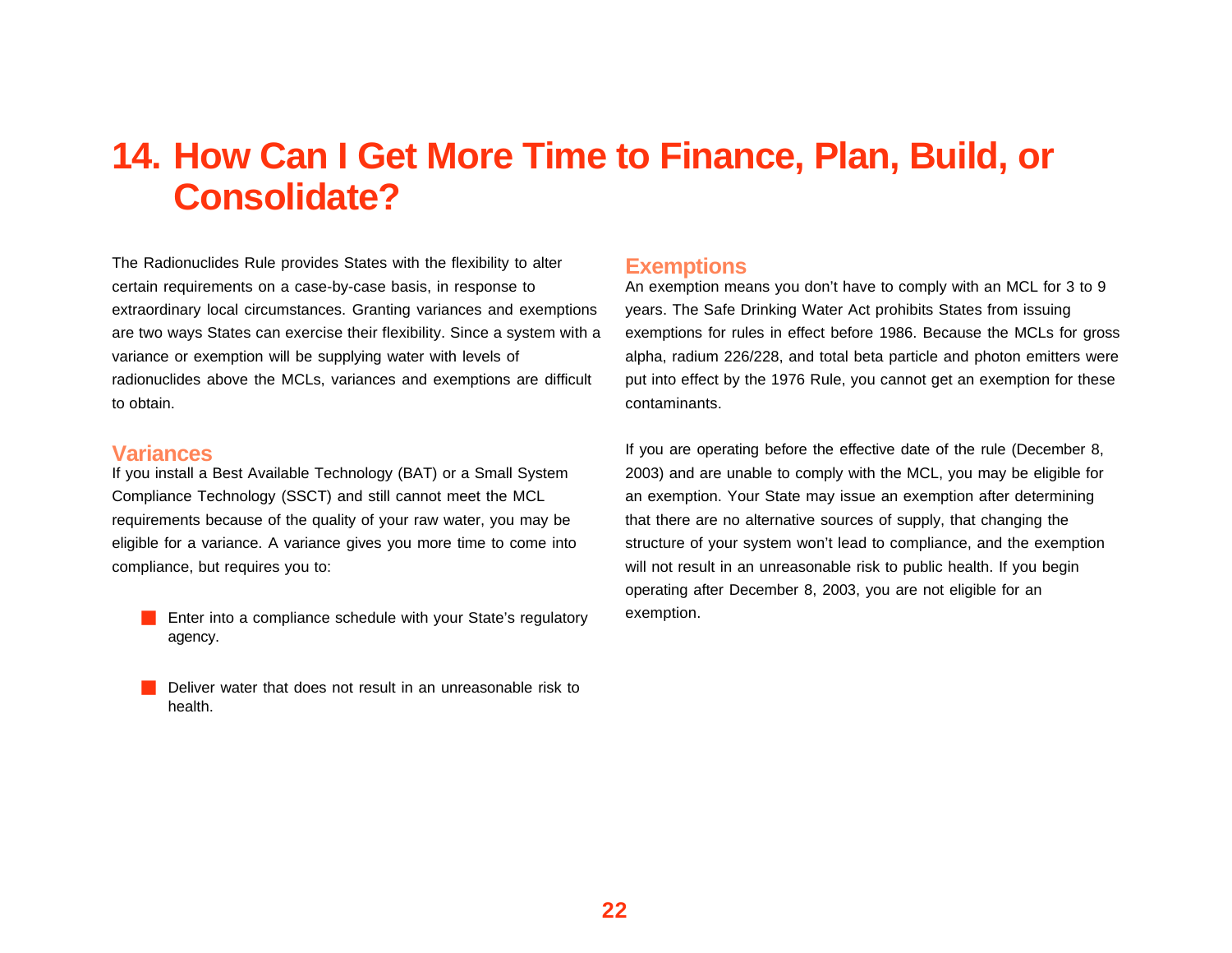# 14. How Can I Get More Time to Finance, Plan, Build, or Consolidate?

The Radionuclides Rule provides States with the flexibility to alter certain requirements on a case-by-case basis, in response to extraordinary local circumstances. Granting variances and exemptions are two ways States can exercise their flexibility. Since a system with a variance or exemption will be supplying water with levels of radionuclides above the MCLs, variances and exemptions are difficult to obtain.

## Variances

If you install a Best Available Technology (BAT) or a Small System Compliance Technology (SSCT) and still cannot meet the MCL requirements because of the quality of your raw water, you may be eligible for a variance. A variance gives you more time to come into compliance, but requires you to:

- Enter into a compliance schedule with your State's regulatory agency.
- Deliver water that does not result in an unreasonable risk to health.

## Exemptions

An exemption means you don't have to comply with an MCL for 3 to 9 years. The Safe Drinking Water Act prohibits States from issuing exemptions for rules in effect before 1986. Because the MCLs for gross alpha, radium 226/228, and total beta particle and photon emitters were put into effect by the 1976 Rule, you cannot get an exemption for these contaminants.

If you are operating before the effective date of the rule (December 8, 2003) and are unable to comply with the MCL, you may be eligible for an exemption. Your State may issue an exemption after determining that there are no alternative sources of supply, that changing the structure of your system won't lead to compliance, and the exemption will not result in an unreasonable risk to public health. If you begin operating after December 8, 2003, you are not eligible for an exemption.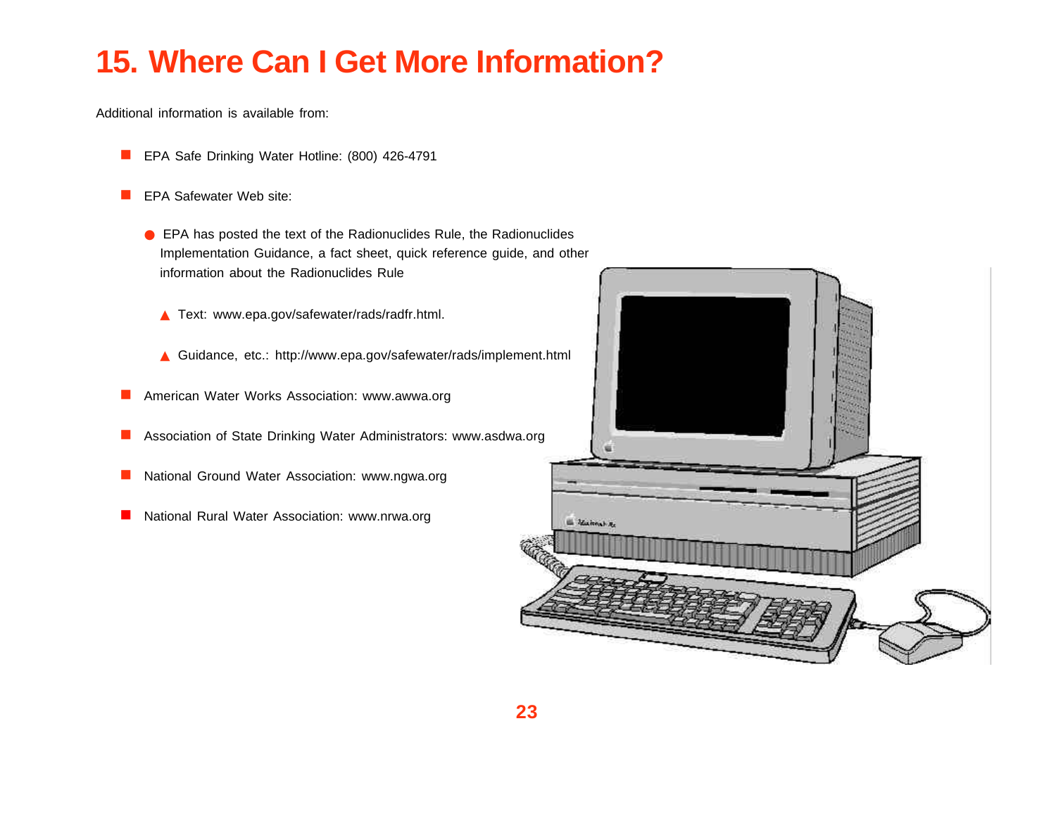# 15. Where Can I Get More Information?

Additional information is available from:

- EPA Safe Drinking Water Hotline: (800) 426-4791
- EPA Safewater Web site:
  - EPA has posted the text of the Radionuclides Rule, the Radionuclides Implementation Guidance, a fact sheet, quick reference guide, and other information about the Radionuclides Rule
    - Text: www.epa.gov/safewater/rads/radfr.html.
    - Guidance, etc.: http://www.epa.gov/safewater/rads/implement.html
- American Water Works Association: www.awwa.org
- Association of State Drinking Water Administrators: www.asdwa.org
- National Ground Water Association: www.ngwa.org
- National Rural Water Association: www.nrwa.org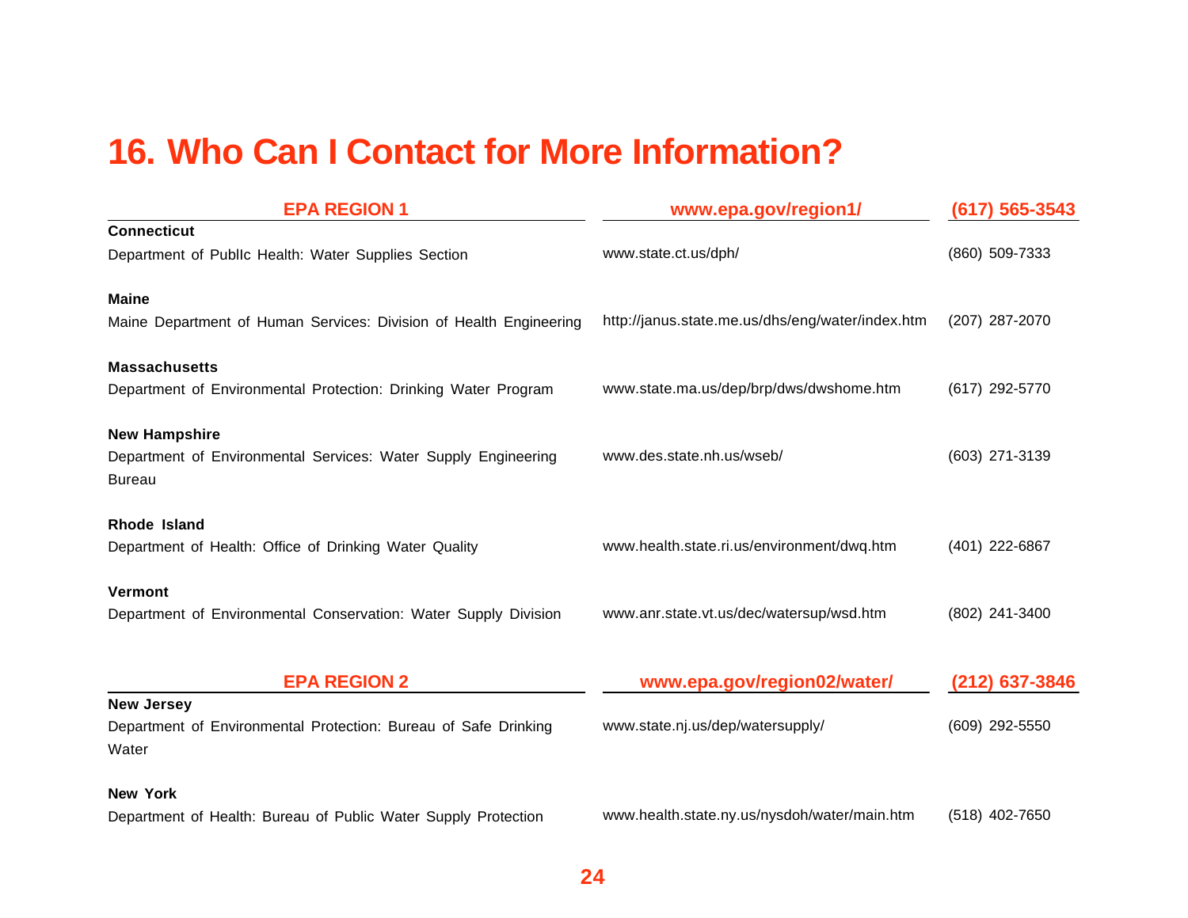# 16. Who Can I Contact for More Information?

| EPA REGION 1 | www.epa.gov/region1/ | (617) 565-3543 |
|---|---|---|
| **Connecticut** | | |
| Department of PublIc Health: Water Supplies Section | www.state.ct.us/dph/ | (860) 509-7333 |
| **Maine** | | |
| Maine Department of Human Services: Division of Health Engineering | http://janus.state.me.us/dhs/eng/water/index.htm | (207) 287-2070 |
| **Massachusetts** | | |
| Department of Environmental Protection: Drinking Water Program | www.state.ma.us/dep/brp/dws/dwshome.htm | (617) 292-5770 |
| **New Hampshire** | | |
| Department of Environmental Services: Water Supply Engineering Bureau | www.des.state.nh.us/wseb/ | (603) 271-3139 |
| **Rhode Island** | | |
| Department of Health: Office of Drinking Water Quality | www.health.state.ri.us/environment/dwq.htm | (401) 222-6867 |
| **Vermont** | | |
| Department of Environmental Conservation: Water Supply Division | www.anr.state.vt.us/dec/watersup/wsd.htm | (802) 241-3400 |

| EPA REGION 2 | www.epa.gov/region02/water/ | (212) 637-3846 |
|---|---|---|
| **New Jersey** | | |
| Department of Environmental Protection: Bureau of Safe Drinking Water | www.state.nj.us/dep/watersupply/ | (609) 292-5550 |
| **New York** | | |
| Department of Health: Bureau of Public Water Supply Protection | www.health.state.ny.us/nysdoh/water/main.htm | (518) 402-7650 |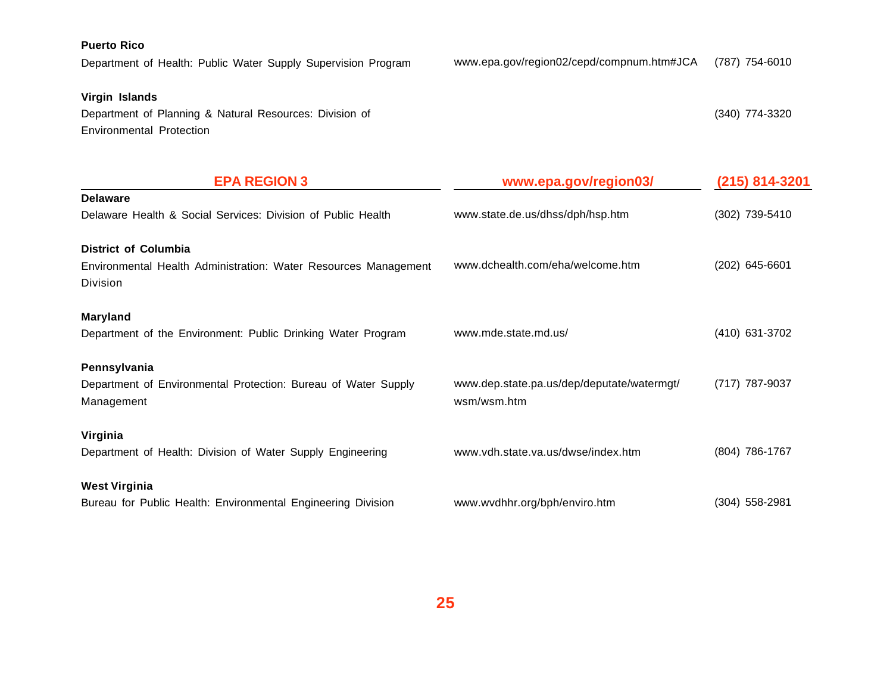**Puerto Rico**

| | | |
|---|---|---|
| Department of Health: Public Water Supply Supervision Program | www.epa.gov/region02/cepd/compnum.htm#JCA | (787) 754-6010 |

**Virgin Islands**

| | | |
|---|---|---|
| Department of Planning & Natural Resources: Division of Environmental Protection | | (340) 774-3320 |

| EPA REGION 3 | www.epa.gov/region03/ | (215) 814-3201 |
|---|---|---|
| **Delaware** | | |
| Delaware Health & Social Services: Division of Public Health | www.state.de.us/dhss/dph/hsp.htm | (302) 739-5410 |
| **District of Columbia** | | |
| Environmental Health Administration: Water Resources Management Division | www.dchealth.com/eha/welcome.htm | (202) 645-6601 |
| **Maryland** | | |
| Department of the Environment: Public Drinking Water Program | www.mde.state.md.us/ | (410) 631-3702 |
| **Pennsylvania** | | |
| Department of Environmental Protection: Bureau of Water Supply Management | www.dep.state.pa.us/dep/deputate/watermgt/wsm/wsm.htm | (717) 787-9037 |
| **Virginia** | | |
| Department of Health: Division of Water Supply Engineering | www.vdh.state.va.us/dwse/index.htm | (804) 786-1767 |
| **West Virginia** | | |
| Bureau for Public Health: Environmental Engineering Division | www.wvdhhr.org/bph/enviro.htm | (304) 558-2981 |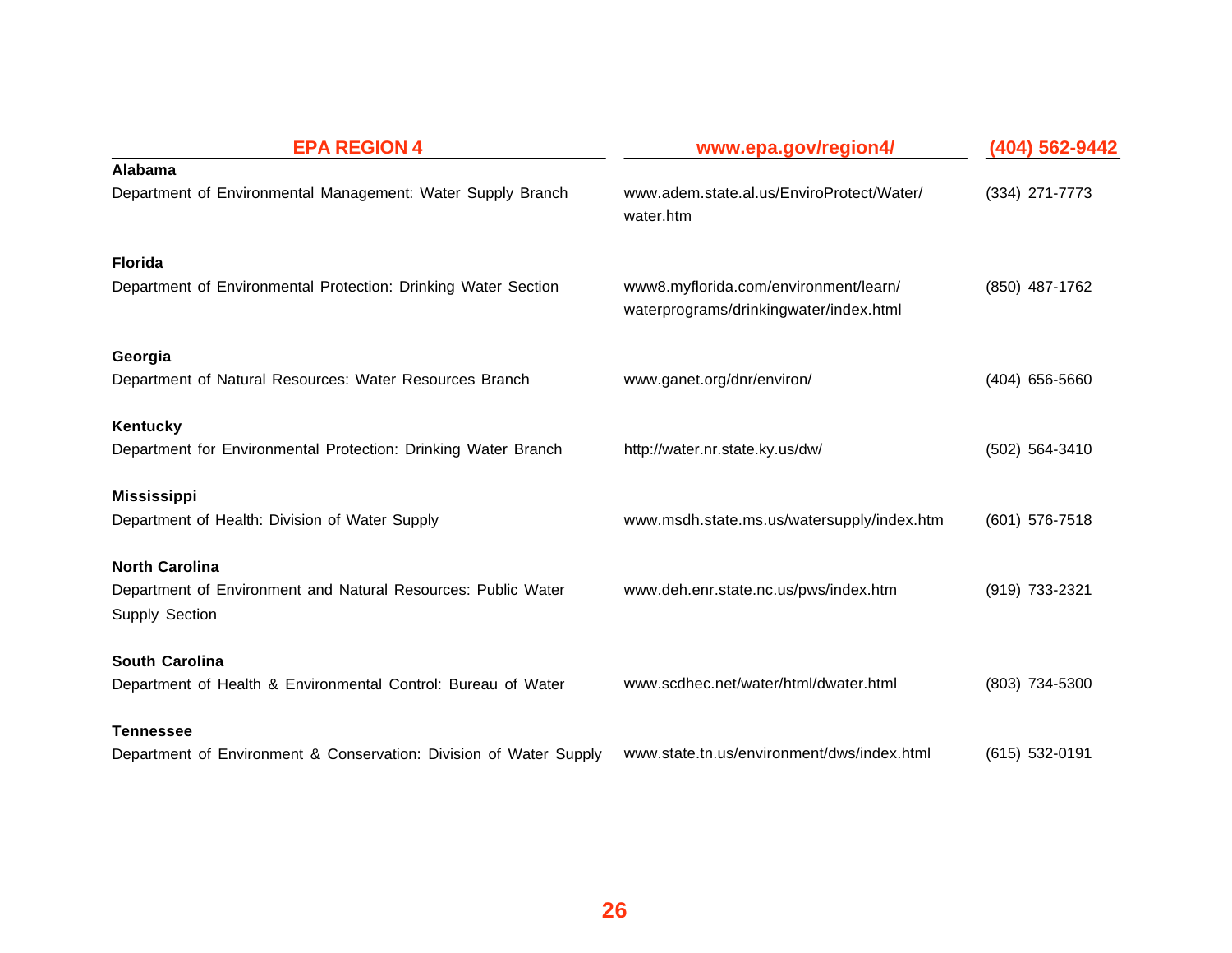| EPA REGION 4 | www.epa.gov/region4/ | (404) 562-9442 |
|---|---|---|
| **Alabama** | | |
| Department of Environmental Management: Water Supply Branch | www.adem.state.al.us/EnviroProtect/Water/water.htm | (334) 271-7773 |
| **Florida** | | |
| Department of Environmental Protection: Drinking Water Section | www8.myflorida.com/environment/learn/waterprograms/drinkingwater/index.html | (850) 487-1762 |
| **Georgia** | | |
| Department of Natural Resources: Water Resources Branch | www.ganet.org/dnr/environ/ | (404) 656-5660 |
| **Kentucky** | | |
| Department for Environmental Protection: Drinking Water Branch | http://water.nr.state.ky.us/dw/ | (502) 564-3410 |
| **Mississippi** | | |
| Department of Health: Division of Water Supply | www.msdh.state.ms.us/watersupply/index.htm | (601) 576-7518 |
| **North Carolina** | | |
| Department of Environment and Natural Resources: Public Water Supply Section | www.deh.enr.state.nc.us/pws/index.htm | (919) 733-2321 |
| **South Carolina** | | |
| Department of Health & Environmental Control: Bureau of Water | www.scdhec.net/water/html/dwater.html | (803) 734-5300 |
| **Tennessee** | | |
| Department of Environment & Conservation: Division of Water Supply | www.state.tn.us/environment/dws/index.html | (615) 532-0191 |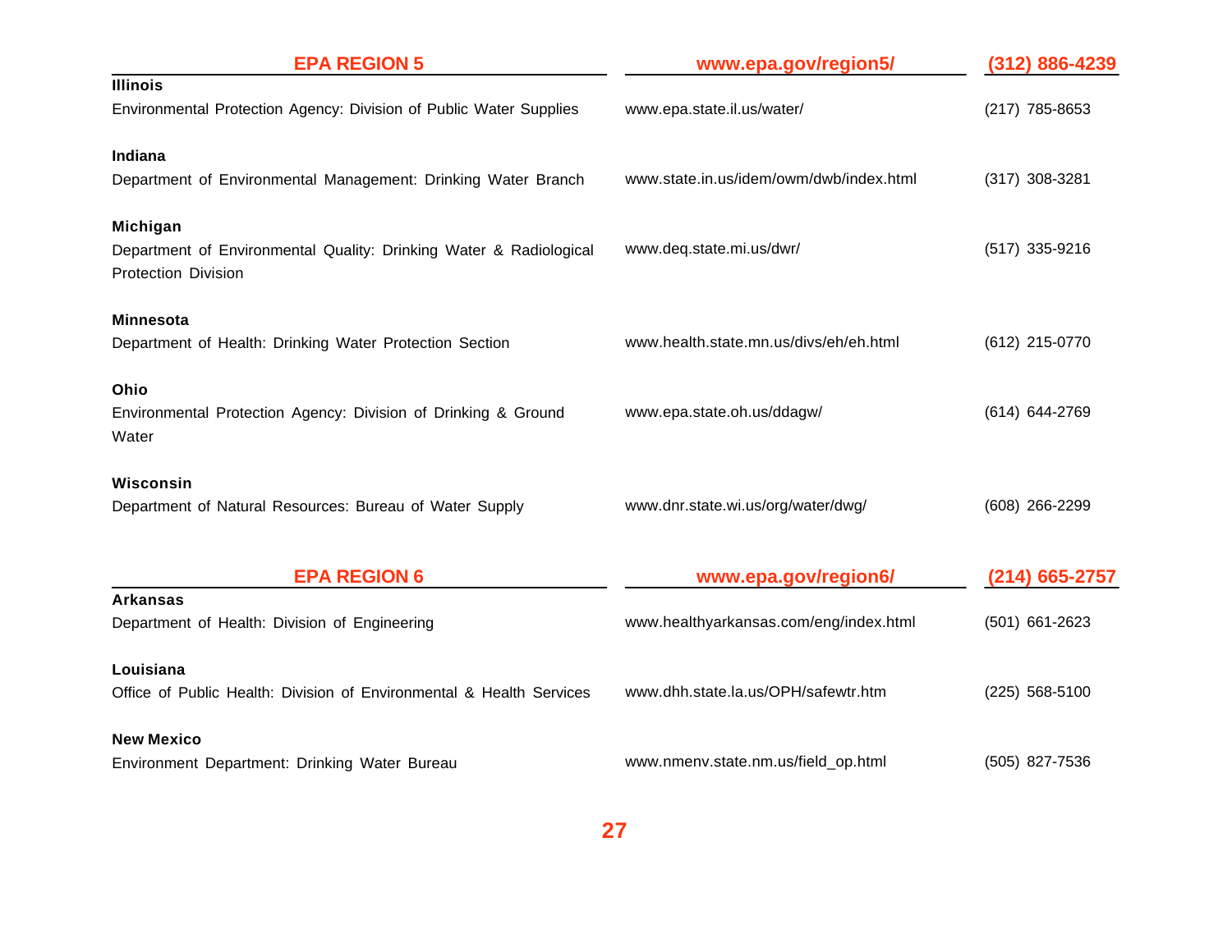## EPA REGION 5 — www.epa.gov/region5/ — (312) 886-4239

**Illinois**
Environmental Protection Agency: Division of Public Water Supplies — www.epa.state.il.us/water/ — (217) 785-8653

**Indiana**
Department of Environmental Management: Drinking Water Branch — www.state.in.us/idem/owm/dwb/index.html — (317) 308-3281

**Michigan**
Department of Environmental Quality: Drinking Water & Radiological Protection Division — www.deq.state.mi.us/dwr/ — (517) 335-9216

**Minnesota**
Department of Health: Drinking Water Protection Section — www.health.state.mn.us/divs/eh/eh.html — (612) 215-0770

**Ohio**
Environmental Protection Agency: Division of Drinking & Ground Water — www.epa.state.oh.us/ddagw/ — (614) 644-2769

**Wisconsin**
Department of Natural Resources: Bureau of Water Supply — www.dnr.state.wi.us/org/water/dwg/ — (608) 266-2299

## EPA REGION 6 — www.epa.gov/region6/ — (214) 665-2757

**Arkansas**
Department of Health: Division of Engineering — www.healthyarkansas.com/eng/index.html — (501) 661-2623

**Louisiana**
Office of Public Health: Division of Environmental & Health Services — www.dhh.state.la.us/OPH/safewtr.htm — (225) 568-5100

**New Mexico**
Environment Department: Drinking Water Bureau — www.nmenv.state.nm.us/field_op.html — (505) 827-7536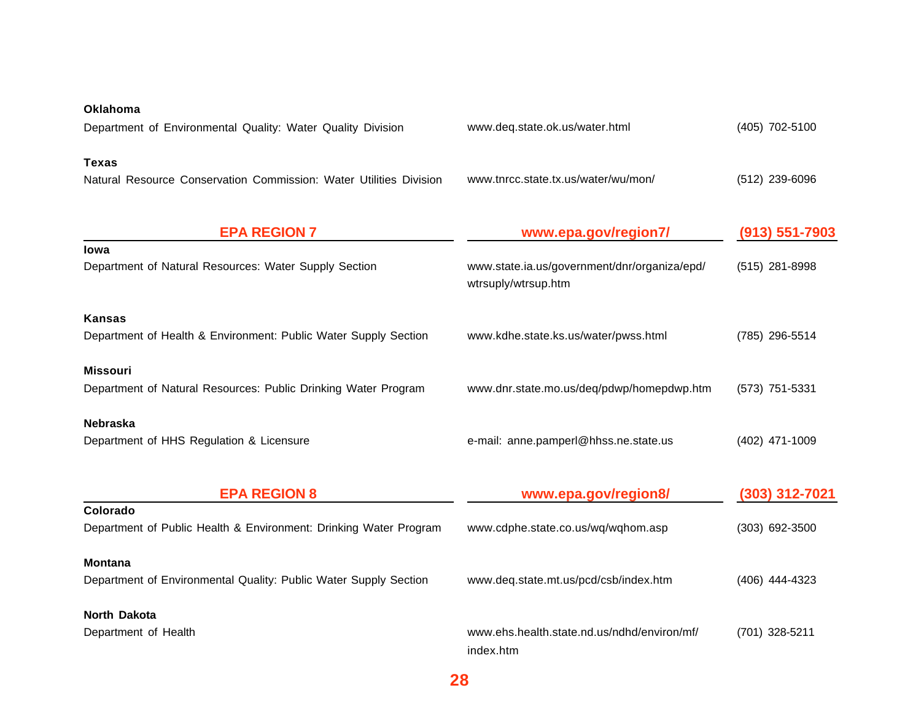**Oklahoma**

| | | |
|---|---|---|
| Department of Environmental Quality: Water Quality Division | www.deq.state.ok.us/water.html | (405) 702-5100 |

**Texas**

| | | |
|---|---|---|
| Natural Resource Conservation Commission: Water Utilities Division | www.tnrcc.state.tx.us/water/wu/mon/ | (512) 239-6096 |

## EPA REGION 7 — www.epa.gov/region7/ — (913) 551-7903

**Iowa**

| | | |
|---|---|---|
| Department of Natural Resources: Water Supply Section | www.state.ia.us/government/dnr/organiza/epd/wtrsuply/wtrsup.htm | (515) 281-8998 |

**Kansas**

| | | |
|---|---|---|
| Department of Health & Environment: Public Water Supply Section | www.kdhe.state.ks.us/water/pwss.html | (785) 296-5514 |

**Missouri**

| | | |
|---|---|---|
| Department of Natural Resources: Public Drinking Water Program | www.dnr.state.mo.us/deq/pdwp/homepdwp.htm | (573) 751-5331 |

**Nebraska**

| | | |
|---|---|---|
| Department of HHS Regulation & Licensure | e-mail: anne.pamperl@hhss.ne.state.us | (402) 471-1009 |

## EPA REGION 8 — www.epa.gov/region8/ — (303) 312-7021

**Colorado**

| | | |
|---|---|---|
| Department of Public Health & Environment: Drinking Water Program | www.cdphe.state.co.us/wq/wqhom.asp | (303) 692-3500 |

**Montana**

| | | |
|---|---|---|
| Department of Environmental Quality: Public Water Supply Section | www.deq.state.mt.us/pcd/csb/index.htm | (406) 444-4323 |

**North Dakota**

| | | |
|---|---|---|
| Department of Health | www.ehs.health.state.nd.us/ndhd/environ/mf/index.htm | (701) 328-5211 |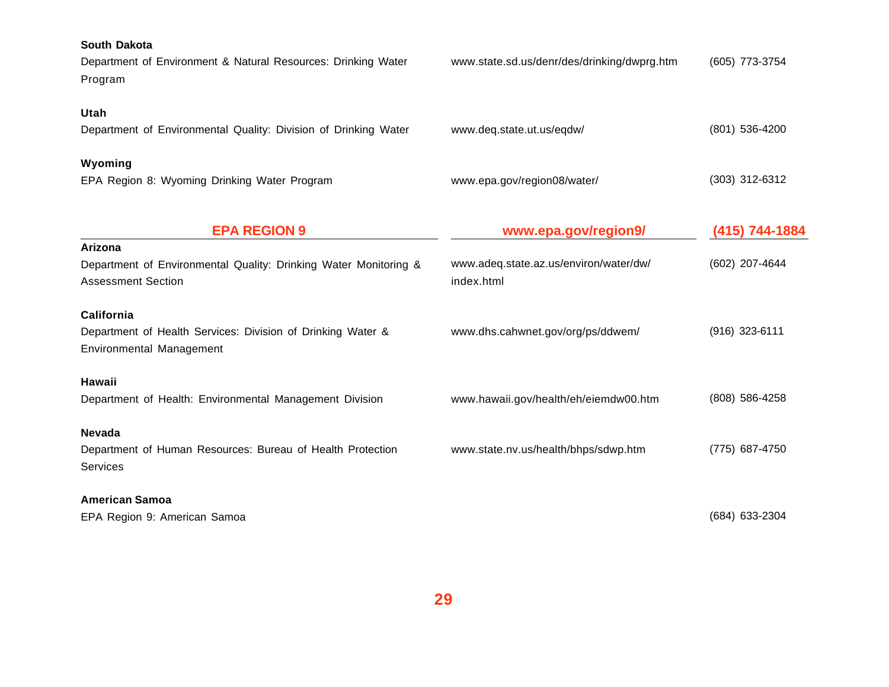**South Dakota**

Department of Environment & Natural Resources: Drinking Water Program — www.state.sd.us/denr/des/drinking/dwprg.htm — (605) 773-3754

**Utah**

Department of Environmental Quality: Division of Drinking Water — www.deq.state.ut.us/eqdw/ — (801) 536-4200

**Wyoming**

EPA Region 8: Wyoming Drinking Water Program — www.epa.gov/region08/water/ — (303) 312-6312

## EPA REGION 9 — www.epa.gov/region9/ — (415) 744-1884

**Arizona**

Department of Environmental Quality: Drinking Water Monitoring & Assessment Section — www.adeq.state.az.us/environ/water/dw/index.html — (602) 207-4644

**California**

Department of Health Services: Division of Drinking Water & Environmental Management — www.dhs.cahwnet.gov/org/ps/ddwem/ — (916) 323-6111

**Hawaii**

Department of Health: Environmental Management Division — www.hawaii.gov/health/eh/eiemdw00.htm — (808) 586-4258

**Nevada**

Department of Human Resources: Bureau of Health Protection Services — www.state.nv.us/health/bhps/sdwp.htm — (775) 687-4750

**American Samoa**

EPA Region 9: American Samoa — (684) 633-2304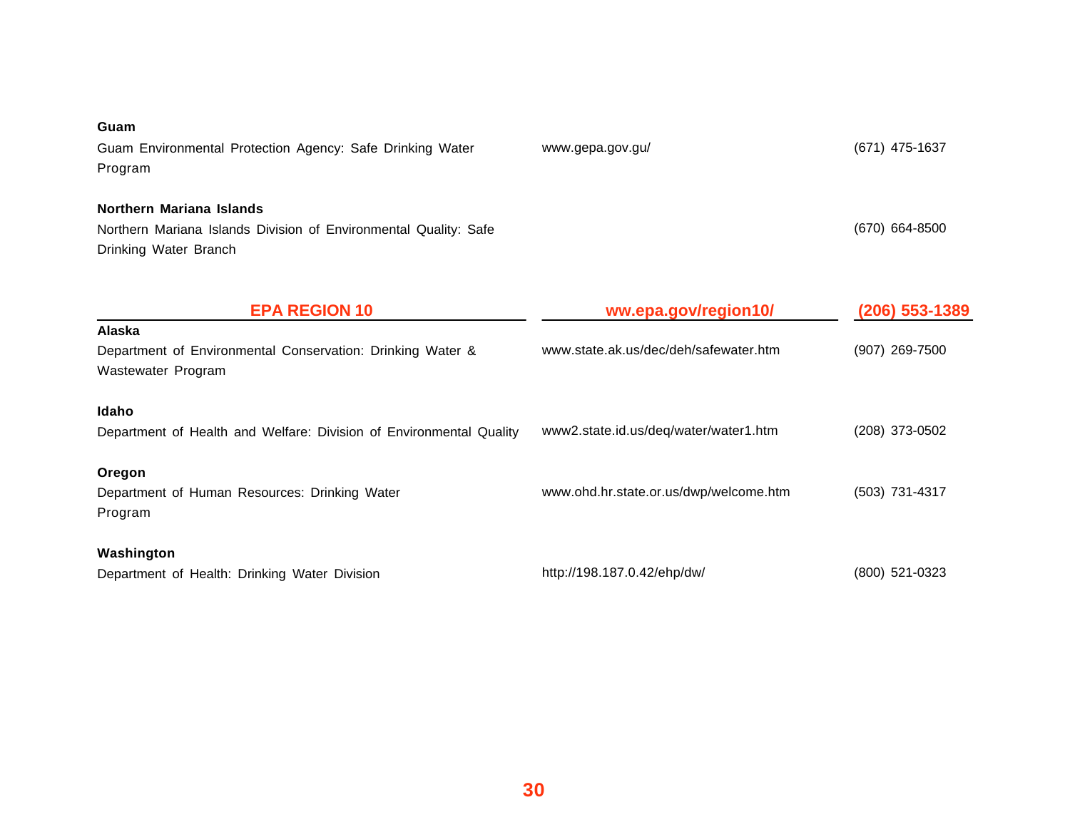**Guam**

| | | |
|---|---|---|
| Guam Environmental Protection Agency: Safe Drinking Water Program | www.gepa.gov.gu/ | (671) 475-1637 |

**Northern Mariana Islands**

| | | |
|---|---|---|
| Northern Mariana Islands Division of Environmental Quality: Safe Drinking Water Branch | | (670) 664-8500 |

## EPA REGION 10 — ww.epa.gov/region10/ — (206) 553-1389

**Alaska**

| | | |
|---|---|---|
| Department of Environmental Conservation: Drinking Water & Wastewater Program | www.state.ak.us/dec/deh/safewater.htm | (907) 269-7500 |

**Idaho**

| | | |
|---|---|---|
| Department of Health and Welfare: Division of Environmental Quality | www2.state.id.us/deq/water/water1.htm | (208) 373-0502 |

**Oregon**

| | | |
|---|---|---|
| Department of Human Resources: Drinking Water Program | www.ohd.hr.state.or.us/dwp/welcome.htm | (503) 731-4317 |

**Washington**

| | | |
|---|---|---|
| Department of Health: Drinking Water Division | http://198.187.0.42/ehp/dw/ | (800) 521-0323 |